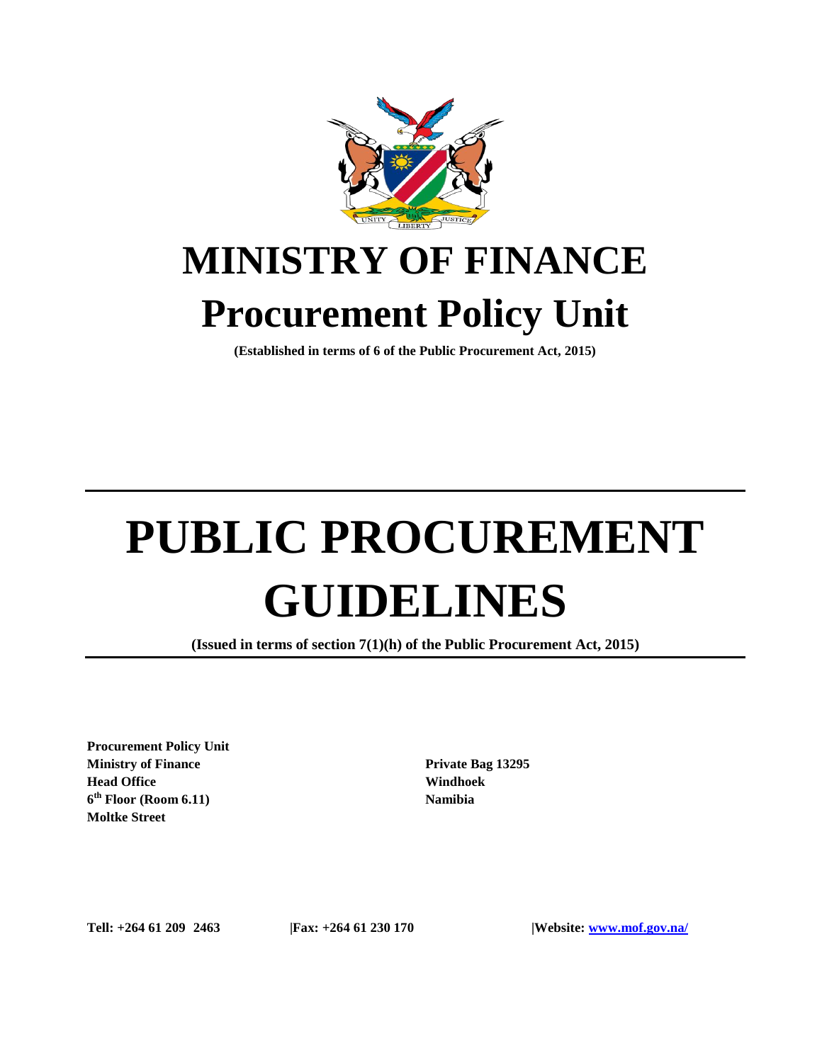# MINISTRY OF FINANCE

# Procurement Policy Unit

**(Established in terms of 6 of the Public Procurement Act, 2015)**

---

# PUBLIC PROCUREMENT GUIDELINES

**(Issued in terms of section 7(1)(h) of the Public Procurement Act, 2015)**

---

**Procurement Policy Unit**
**Ministry of Finance**
**Head Office**
**6th Floor (Room 6.11)**
**Moltke Street**

**Private Bag 13295**
**Windhoek**
**Namibia**

**Tell: +264 61 209 2463** | **Fax: +264 61 230 170** | **Website: www.mof.gov.na/**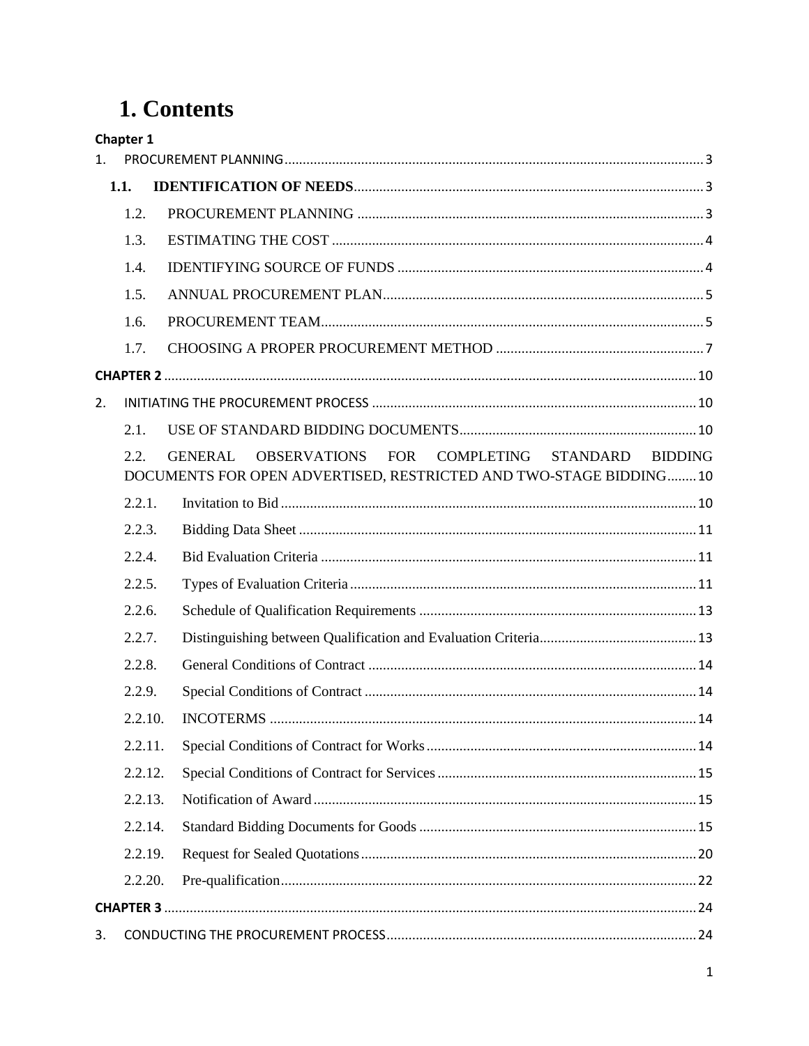# 1. Contents

**Chapter 1**

1. PROCUREMENT PLANNING ..... 3
   - **1.1. IDENTIFICATION OF NEEDS** ..... 3
   - 1.2. PROCUREMENT PLANNING ..... 3
   - 1.3. ESTIMATING THE COST ..... 4
   - 1.4. IDENTIFYING SOURCE OF FUNDS ..... 4
   - 1.5. ANNUAL PROCUREMENT PLAN ..... 5
   - 1.6. PROCUREMENT TEAM ..... 5
   - 1.7. CHOOSING A PROPER PROCUREMENT METHOD ..... 7

**CHAPTER 2** ..... 10

2. INITIATING THE PROCUREMENT PROCESS ..... 10
   - 2.1. USE OF STANDARD BIDDING DOCUMENTS ..... 10
   - 2.2. GENERAL OBSERVATIONS FOR COMPLETING STANDARD BIDDING DOCUMENTS FOR OPEN ADVERTISED, RESTRICTED AND TWO-STAGE BIDDING ..... 10
   - 2.2.1. Invitation to Bid ..... 10
   - 2.2.3. Bidding Data Sheet ..... 11
   - 2.2.4. Bid Evaluation Criteria ..... 11
   - 2.2.5. Types of Evaluation Criteria ..... 11
   - 2.2.6. Schedule of Qualification Requirements ..... 13
   - 2.2.7. Distinguishing between Qualification and Evaluation Criteria ..... 13
   - 2.2.8. General Conditions of Contract ..... 14
   - 2.2.9. Special Conditions of Contract ..... 14
   - 2.2.10. INCOTERMS ..... 14
   - 2.2.11. Special Conditions of Contract for Works ..... 14
   - 2.2.12. Special Conditions of Contract for Services ..... 15
   - 2.2.13. Notification of Award ..... 15
   - 2.2.14. Standard Bidding Documents for Goods ..... 15
   - 2.2.19. Request for Sealed Quotations ..... 20
   - 2.2.20. Pre-qualification ..... 22

**CHAPTER 3** ..... 24

3. CONDUCTING THE PROCUREMENT PROCESS ..... 24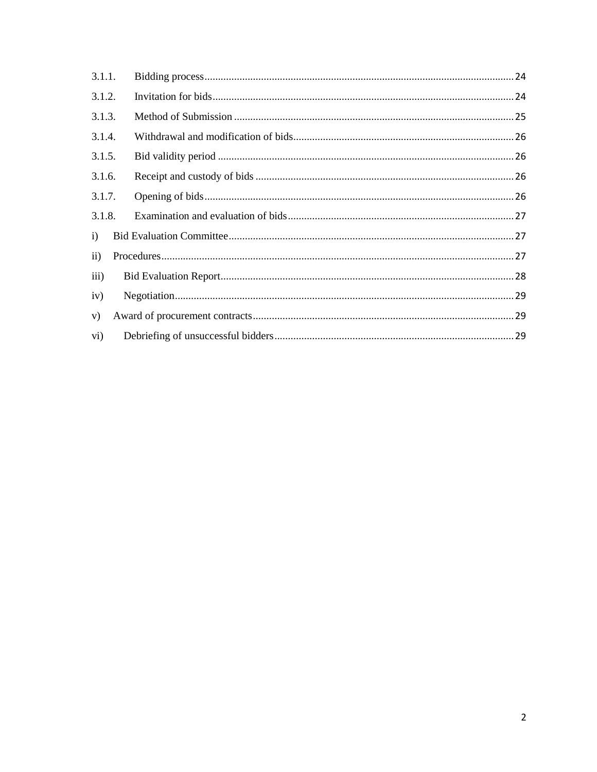3.1.1. Bidding process ........................................................ 24

3.1.2. Invitation for bids ........................................................ 24

3.1.3. Method of Submission ........................................................ 25

3.1.4. Withdrawal and modification of bids ........................................................ 26

3.1.5. Bid validity period ........................................................ 26

3.1.6. Receipt and custody of bids ........................................................ 26

3.1.7. Opening of bids ........................................................ 26

3.1.8. Examination and evaluation of bids ........................................................ 27

i) Bid Evaluation Committee ........................................................ 27

ii) Procedures ........................................................ 27

iii) Bid Evaluation Report ........................................................ 28

iv) Negotiation ........................................................ 29

v) Award of procurement contracts ........................................................ 29

vi) Debriefing of unsuccessful bidders ........................................................ 29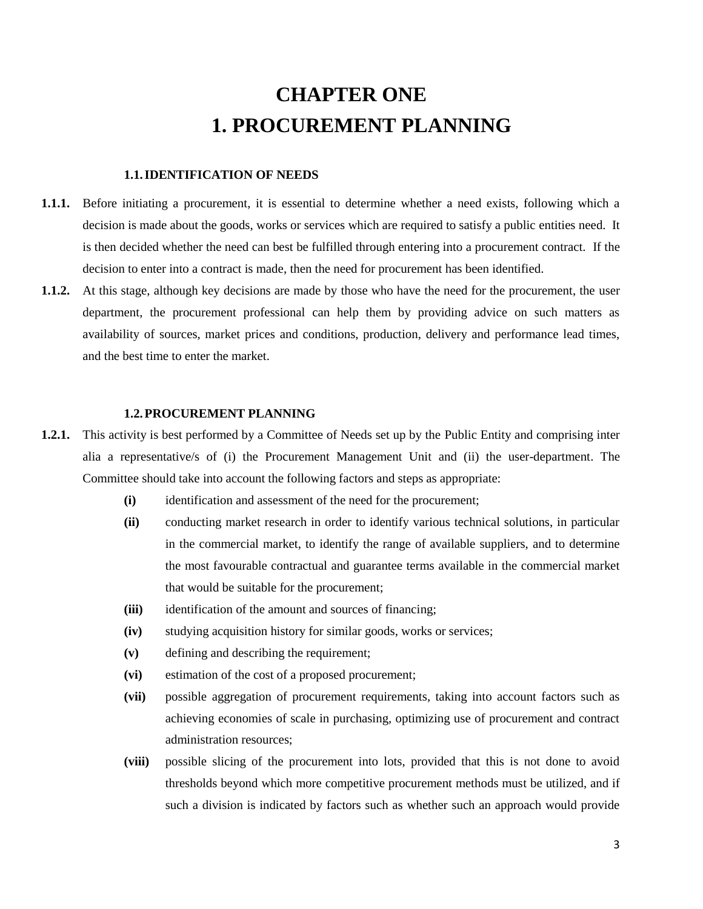# CHAPTER ONE
# 1. PROCUREMENT PLANNING

### 1.1. IDENTIFICATION OF NEEDS

**1.1.1.** Before initiating a procurement, it is essential to determine whether a need exists, following which a decision is made about the goods, works or services which are required to satisfy a public entities need. It is then decided whether the need can best be fulfilled through entering into a procurement contract. If the decision to enter into a contract is made, then the need for procurement has been identified.

**1.1.2.** At this stage, although key decisions are made by those who have the need for the procurement, the user department, the procurement professional can help them by providing advice on such matters as availability of sources, market prices and conditions, production, delivery and performance lead times, and the best time to enter the market.

### 1.2. PROCUREMENT PLANNING

**1.2.1.** This activity is best performed by a Committee of Needs set up by the Public Entity and comprising inter alia a representative/s of (i) the Procurement Management Unit and (ii) the user-department. The Committee should take into account the following factors and steps as appropriate:

- **(i)** identification and assessment of the need for the procurement;
- **(ii)** conducting market research in order to identify various technical solutions, in particular in the commercial market, to identify the range of available suppliers, and to determine the most favourable contractual and guarantee terms available in the commercial market that would be suitable for the procurement;
- **(iii)** identification of the amount and sources of financing;
- **(iv)** studying acquisition history for similar goods, works or services;
- **(v)** defining and describing the requirement;
- **(vi)** estimation of the cost of a proposed procurement;
- **(vii)** possible aggregation of procurement requirements, taking into account factors such as achieving economies of scale in purchasing, optimizing use of procurement and contract administration resources;
- **(viii)** possible slicing of the procurement into lots, provided that this is not done to avoid thresholds beyond which more competitive procurement methods must be utilized, and if such a division is indicated by factors such as whether such an approach would provide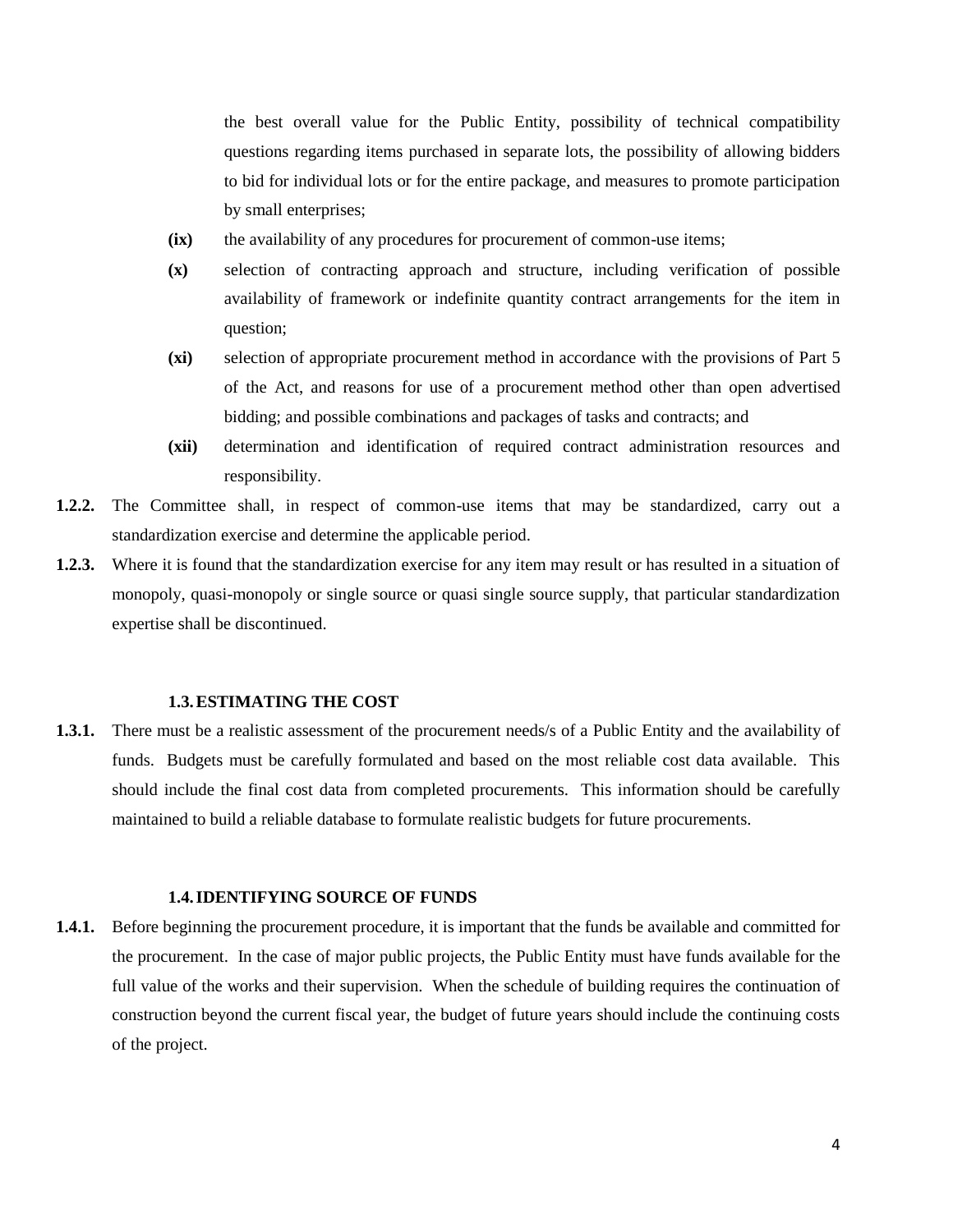the best overall value for the Public Entity, possibility of technical compatibility questions regarding items purchased in separate lots, the possibility of allowing bidders to bid for individual lots or for the entire package, and measures to promote participation by small enterprises;

**(ix)** the availability of any procedures for procurement of common-use items;

**(x)** selection of contracting approach and structure, including verification of possible availability of framework or indefinite quantity contract arrangements for the item in question;

**(xi)** selection of appropriate procurement method in accordance with the provisions of Part 5 of the Act, and reasons for use of a procurement method other than open advertised bidding; and possible combinations and packages of tasks and contracts; and

**(xii)** determination and identification of required contract administration resources and responsibility.

**1.2.2.** The Committee shall, in respect of common-use items that may be standardized, carry out a standardization exercise and determine the applicable period.

**1.2.3.** Where it is found that the standardization exercise for any item may result or has resulted in a situation of monopoly, quasi-monopoly or single source or quasi single source supply, that particular standardization expertise shall be discontinued.

### 1.3. ESTIMATING THE COST

**1.3.1.** There must be a realistic assessment of the procurement needs/s of a Public Entity and the availability of funds. Budgets must be carefully formulated and based on the most reliable cost data available. This should include the final cost data from completed procurements. This information should be carefully maintained to build a reliable database to formulate realistic budgets for future procurements.

### 1.4. IDENTIFYING SOURCE OF FUNDS

**1.4.1.** Before beginning the procurement procedure, it is important that the funds be available and committed for the procurement. In the case of major public projects, the Public Entity must have funds available for the full value of the works and their supervision. When the schedule of building requires the continuation of construction beyond the current fiscal year, the budget of future years should include the continuing costs of the project.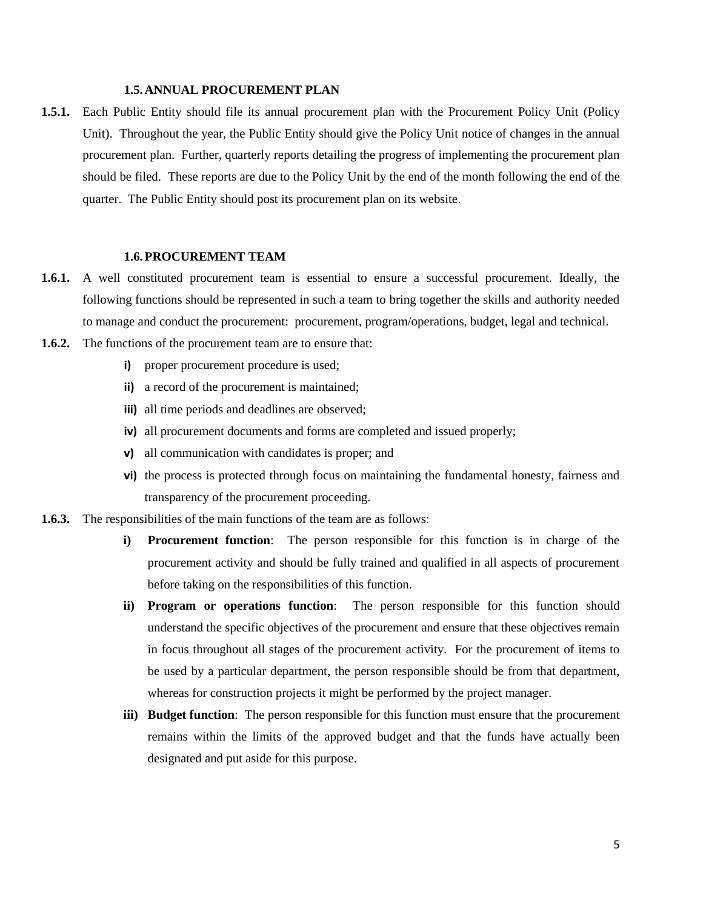### 1.5. ANNUAL PROCUREMENT PLAN

**1.5.1.** Each Public Entity should file its annual procurement plan with the Procurement Policy Unit (Policy Unit). Throughout the year, the Public Entity should give the Policy Unit notice of changes in the annual procurement plan. Further, quarterly reports detailing the progress of implementing the procurement plan should be filed. These reports are due to the Policy Unit by the end of the month following the end of the quarter. The Public Entity should post its procurement plan on its website.

### 1.6. PROCUREMENT TEAM

**1.6.1.** A well constituted procurement team is essential to ensure a successful procurement. Ideally, the following functions should be represented in such a team to bring together the skills and authority needed to manage and conduct the procurement: procurement, program/operations, budget, legal and technical.

**1.6.2.** The functions of the procurement team are to ensure that:

- **i)** proper procurement procedure is used;
- **ii)** a record of the procurement is maintained;
- **iii)** all time periods and deadlines are observed;
- **iv)** all procurement documents and forms are completed and issued properly;
- **v)** all communication with candidates is proper; and
- **vi)** the process is protected through focus on maintaining the fundamental honesty, fairness and transparency of the procurement proceeding.

**1.6.3.** The responsibilities of the main functions of the team are as follows:

- **i) Procurement function**: The person responsible for this function is in charge of the procurement activity and should be fully trained and qualified in all aspects of procurement before taking on the responsibilities of this function.
- **ii) Program or operations function**: The person responsible for this function should understand the specific objectives of the procurement and ensure that these objectives remain in focus throughout all stages of the procurement activity. For the procurement of items to be used by a particular department, the person responsible should be from that department, whereas for construction projects it might be performed by the project manager.
- **iii) Budget function**: The person responsible for this function must ensure that the procurement remains within the limits of the approved budget and that the funds have actually been designated and put aside for this purpose.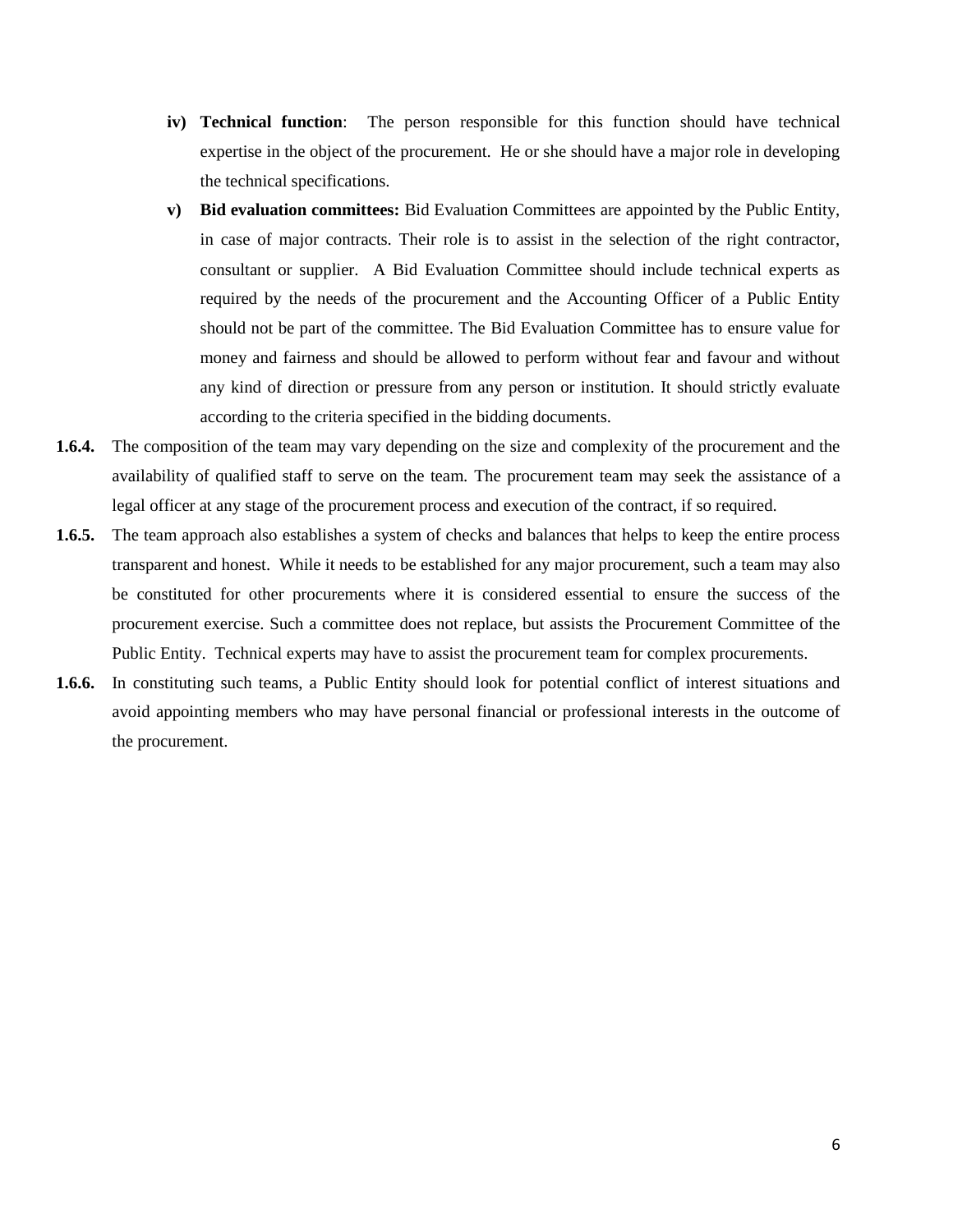iv) **Technical function**: The person responsible for this function should have technical expertise in the object of the procurement. He or she should have a major role in developing the technical specifications.

v) **Bid evaluation committees:** Bid Evaluation Committees are appointed by the Public Entity, in case of major contracts. Their role is to assist in the selection of the right contractor, consultant or supplier. A Bid Evaluation Committee should include technical experts as required by the needs of the procurement and the Accounting Officer of a Public Entity should not be part of the committee. The Bid Evaluation Committee has to ensure value for money and fairness and should be allowed to perform without fear and favour and without any kind of direction or pressure from any person or institution. It should strictly evaluate according to the criteria specified in the bidding documents.

**1.6.4.** The composition of the team may vary depending on the size and complexity of the procurement and the availability of qualified staff to serve on the team. The procurement team may seek the assistance of a legal officer at any stage of the procurement process and execution of the contract, if so required.

**1.6.5.** The team approach also establishes a system of checks and balances that helps to keep the entire process transparent and honest. While it needs to be established for any major procurement, such a team may also be constituted for other procurements where it is considered essential to ensure the success of the procurement exercise. Such a committee does not replace, but assists the Procurement Committee of the Public Entity. Technical experts may have to assist the procurement team for complex procurements.

**1.6.6.** In constituting such teams, a Public Entity should look for potential conflict of interest situations and avoid appointing members who may have personal financial or professional interests in the outcome of the procurement.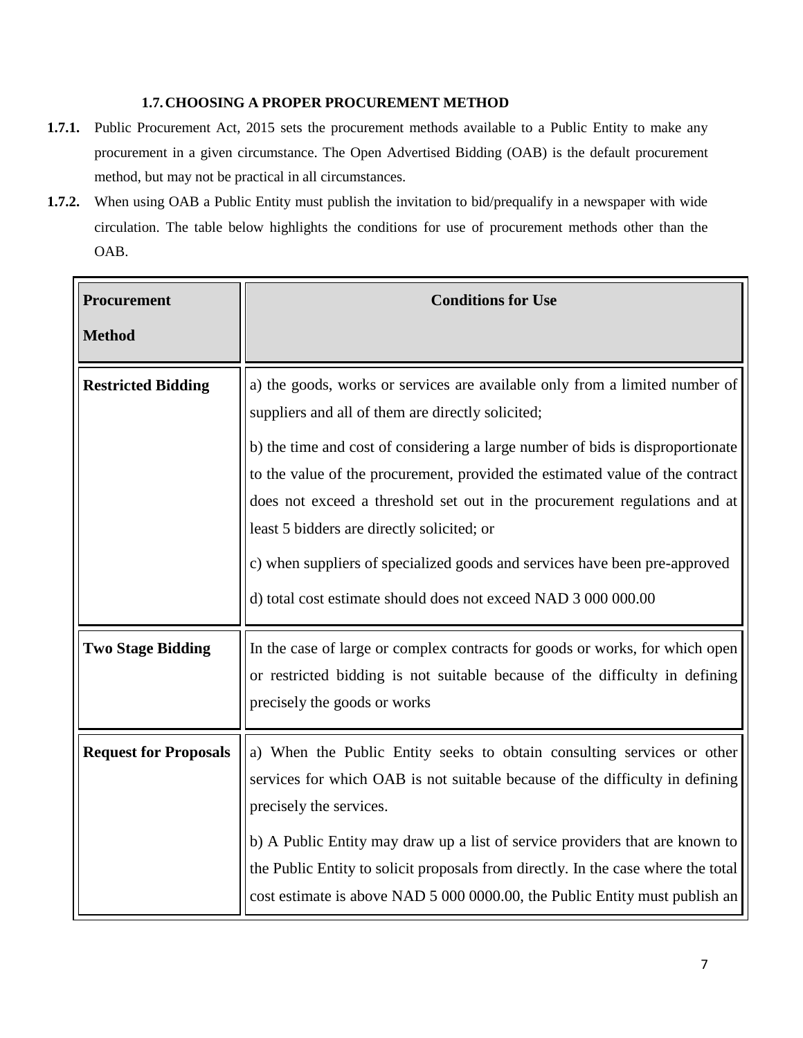### 1.7. CHOOSING A PROPER PROCUREMENT METHOD

**1.7.1.** Public Procurement Act, 2015 sets the procurement methods available to a Public Entity to make any procurement in a given circumstance. The Open Advertised Bidding (OAB) is the default procurement method, but may not be practical in all circumstances.

**1.7.2.** When using OAB a Public Entity must publish the invitation to bid/prequalify in a newspaper with wide circulation. The table below highlights the conditions for use of procurement methods other than the OAB.

| Procurement Method | Conditions for Use |
|---|---|
| **Restricted Bidding** | a) the goods, works or services are available only from a limited number of suppliers and all of them are directly solicited;<br><br>b) the time and cost of considering a large number of bids is disproportionate to the value of the procurement, provided the estimated value of the contract does not exceed a threshold set out in the procurement regulations and at least 5 bidders are directly solicited; or<br><br>c) when suppliers of specialized goods and services have been pre-approved<br><br>d) total cost estimate should does not exceed NAD 3 000 000.00 |
| **Two Stage Bidding** | In the case of large or complex contracts for goods or works, for which open or restricted bidding is not suitable because of the difficulty in defining precisely the goods or works |
| **Request for Proposals** | a) When the Public Entity seeks to obtain consulting services or other services for which OAB is not suitable because of the difficulty in defining precisely the services.<br><br>b) A Public Entity may draw up a list of service providers that are known to the Public Entity to solicit proposals from directly. In the case where the total cost estimate is above NAD 5 000 0000.00, the Public Entity must publish an |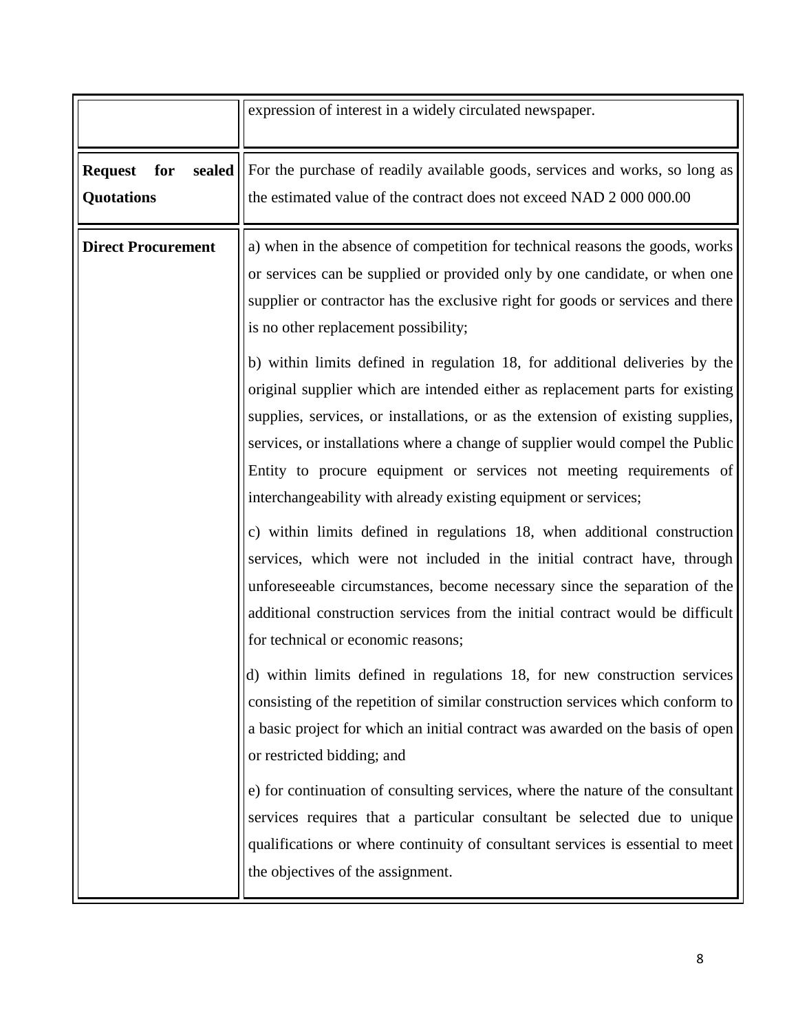| | |
|---|---|
| | expression of interest in a widely circulated newspaper. |
| **Request for sealed Quotations** | For the purchase of readily available goods, services and works, so long as the estimated value of the contract does not exceed NAD 2 000 000.00 |
| **Direct Procurement** | a) when in the absence of competition for technical reasons the goods, works or services can be supplied or provided only by one candidate, or when one supplier or contractor has the exclusive right for goods or services and there is no other replacement possibility;<br><br>b) within limits defined in regulation 18, for additional deliveries by the original supplier which are intended either as replacement parts for existing supplies, services, or installations, or as the extension of existing supplies, services, or installations where a change of supplier would compel the Public Entity to procure equipment or services not meeting requirements of interchangeability with already existing equipment or services;<br><br>c) within limits defined in regulations 18, when additional construction services, which were not included in the initial contract have, through unforeseeable circumstances, become necessary since the separation of the additional construction services from the initial contract would be difficult for technical or economic reasons;<br><br>d) within limits defined in regulations 18, for new construction services consisting of the repetition of similar construction services which conform to a basic project for which an initial contract was awarded on the basis of open or restricted bidding; and<br><br>e) for continuation of consulting services, where the nature of the consultant services requires that a particular consultant be selected due to unique qualifications or where continuity of consultant services is essential to meet the objectives of the assignment. |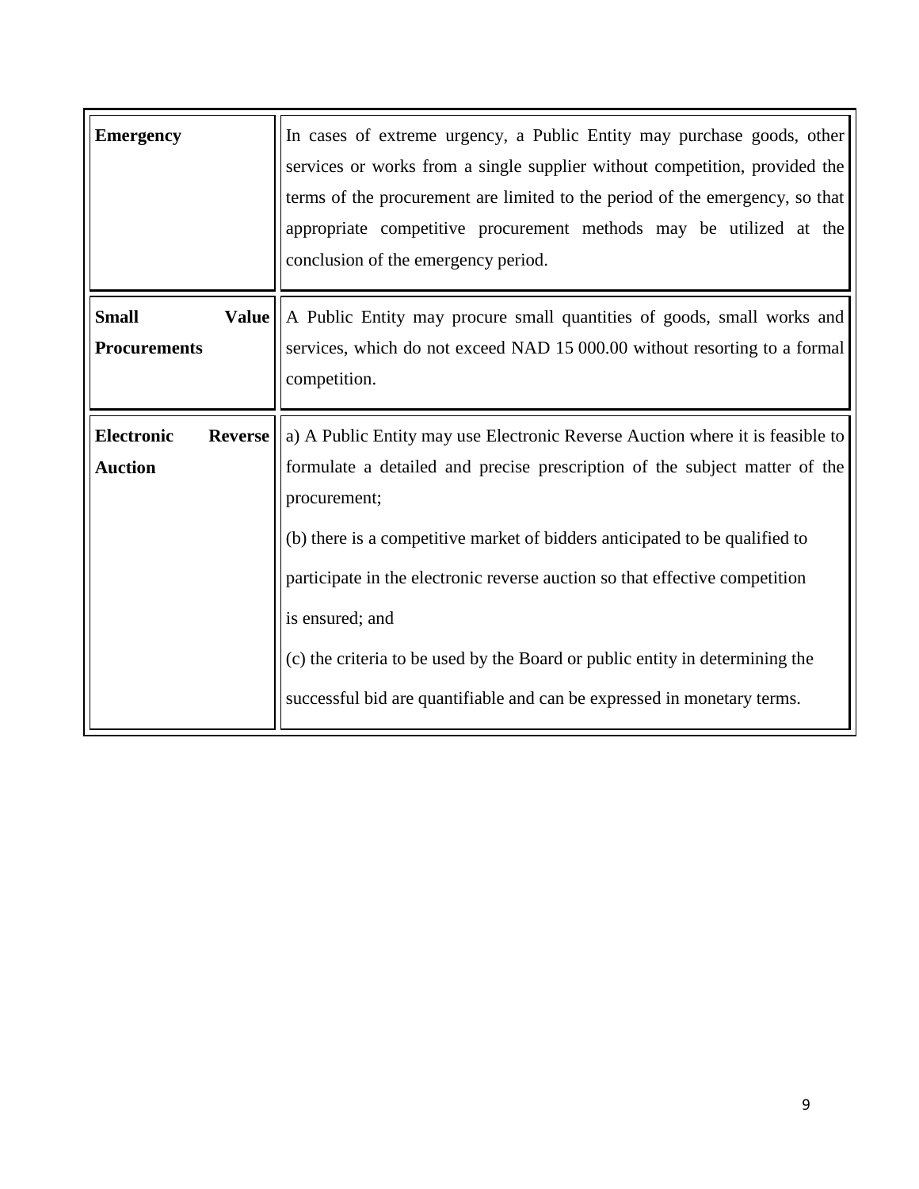| | |
|---|---|
| **Emergency** | In cases of extreme urgency, a Public Entity may purchase goods, other services or works from a single supplier without competition, provided the terms of the procurement are limited to the period of the emergency, so that appropriate competitive procurement methods may be utilized at the conclusion of the emergency period. |
| **Small Value Procurements** | A Public Entity may procure small quantities of goods, small works and services, which do not exceed NAD 15 000.00 without resorting to a formal competition. |
| **Electronic Reverse Auction** | a) A Public Entity may use Electronic Reverse Auction where it is feasible to formulate a detailed and precise prescription of the subject matter of the procurement;<br>(b) there is a competitive market of bidders anticipated to be qualified to participate in the electronic reverse auction so that effective competition is ensured; and<br>(c) the criteria to be used by the Board or public entity in determining the successful bid are quantifiable and can be expressed in monetary terms. |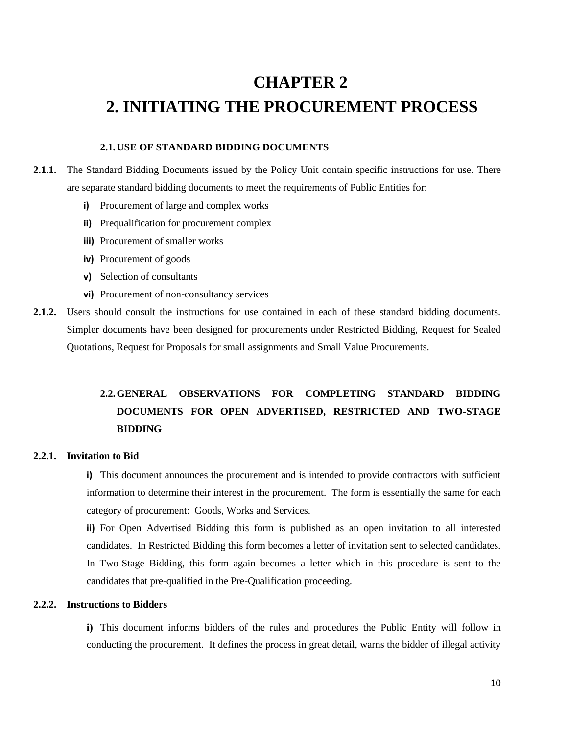# CHAPTER 2

# 2. INITIATING THE PROCUREMENT PROCESS

### 2.1. USE OF STANDARD BIDDING DOCUMENTS

**2.1.1.** The Standard Bidding Documents issued by the Policy Unit contain specific instructions for use. There are separate standard bidding documents to meet the requirements of Public Entities for:

- **i)** Procurement of large and complex works
- **ii)** Prequalification for procurement complex
- **iii)** Procurement of smaller works
- **iv)** Procurement of goods
- **v)** Selection of consultants
- **vi)** Procurement of non-consultancy services

**2.1.2.** Users should consult the instructions for use contained in each of these standard bidding documents. Simpler documents have been designed for procurements under Restricted Bidding, Request for Sealed Quotations, Request for Proposals for small assignments and Small Value Procurements.

### 2.2. GENERAL OBSERVATIONS FOR COMPLETING STANDARD BIDDING DOCUMENTS FOR OPEN ADVERTISED, RESTRICTED AND TWO-STAGE BIDDING

**2.2.1. Invitation to Bid**

**i)** This document announces the procurement and is intended to provide contractors with sufficient information to determine their interest in the procurement. The form is essentially the same for each category of procurement: Goods, Works and Services.

**ii)** For Open Advertised Bidding this form is published as an open invitation to all interested candidates. In Restricted Bidding this form becomes a letter of invitation sent to selected candidates. In Two-Stage Bidding, this form again becomes a letter which in this procedure is sent to the candidates that pre-qualified in the Pre-Qualification proceeding.

**2.2.2. Instructions to Bidders**

**i)** This document informs bidders of the rules and procedures the Public Entity will follow in conducting the procurement. It defines the process in great detail, warns the bidder of illegal activity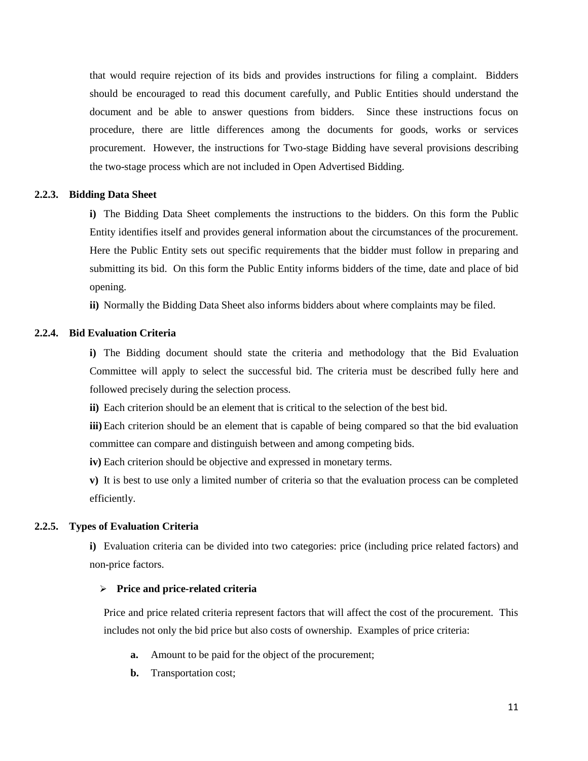that would require rejection of its bids and provides instructions for filing a complaint. Bidders should be encouraged to read this document carefully, and Public Entities should understand the document and be able to answer questions from bidders. Since these instructions focus on procedure, there are little differences among the documents for goods, works or services procurement. However, the instructions for Two-stage Bidding have several provisions describing the two-stage process which are not included in Open Advertised Bidding.

### 2.2.3. Bidding Data Sheet

**i)** The Bidding Data Sheet complements the instructions to the bidders. On this form the Public Entity identifies itself and provides general information about the circumstances of the procurement. Here the Public Entity sets out specific requirements that the bidder must follow in preparing and submitting its bid. On this form the Public Entity informs bidders of the time, date and place of bid opening.

**ii)** Normally the Bidding Data Sheet also informs bidders about where complaints may be filed.

### 2.2.4. Bid Evaluation Criteria

**i)** The Bidding document should state the criteria and methodology that the Bid Evaluation Committee will apply to select the successful bid. The criteria must be described fully here and followed precisely during the selection process.

**ii)** Each criterion should be an element that is critical to the selection of the best bid.

**iii)** Each criterion should be an element that is capable of being compared so that the bid evaluation committee can compare and distinguish between and among competing bids.

**iv)** Each criterion should be objective and expressed in monetary terms.

**v)** It is best to use only a limited number of criteria so that the evaluation process can be completed efficiently.

### 2.2.5. Types of Evaluation Criteria

**i)** Evaluation criteria can be divided into two categories: price (including price related factors) and non-price factors.

- **Price and price-related criteria**

Price and price related criteria represent factors that will affect the cost of the procurement. This includes not only the bid price but also costs of ownership. Examples of price criteria:

**a.** Amount to be paid for the object of the procurement;

**b.** Transportation cost;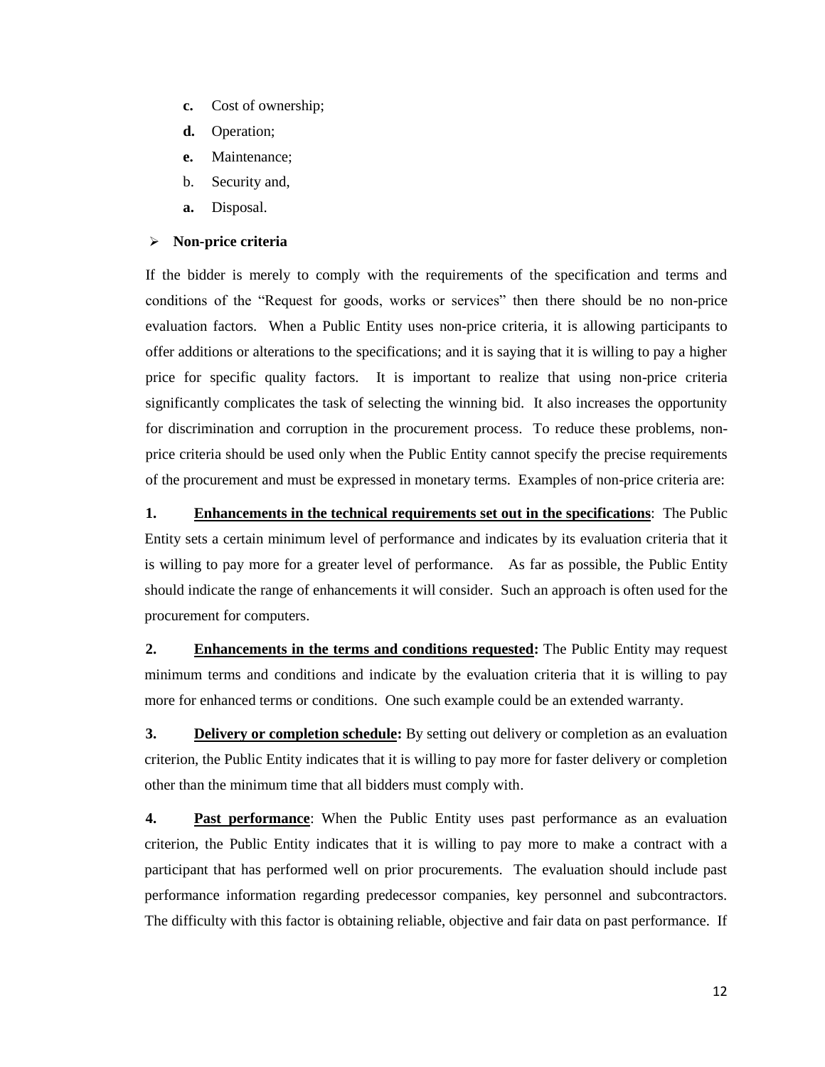- **c.** Cost of ownership;
- **d.** Operation;
- **e.** Maintenance;
- b. Security and,
- **a.** Disposal.

- **Non-price criteria**

If the bidder is merely to comply with the requirements of the specification and terms and conditions of the "Request for goods, works or services" then there should be no non-price evaluation factors. When a Public Entity uses non-price criteria, it is allowing participants to offer additions or alterations to the specifications; and it is saying that it is willing to pay a higher price for specific quality factors. It is important to realize that using non-price criteria significantly complicates the task of selecting the winning bid. It also increases the opportunity for discrimination and corruption in the procurement process. To reduce these problems, non-price criteria should be used only when the Public Entity cannot specify the precise requirements of the procurement and must be expressed in monetary terms. Examples of non-price criteria are:

**1.** **<u>Enhancements in the technical requirements set out in the specifications</u>**: The Public Entity sets a certain minimum level of performance and indicates by its evaluation criteria that it is willing to pay more for a greater level of performance. As far as possible, the Public Entity should indicate the range of enhancements it will consider. Such an approach is often used for the procurement for computers.

**2.** **<u>Enhancements in the terms and conditions requested</u>:** The Public Entity may request minimum terms and conditions and indicate by the evaluation criteria that it is willing to pay more for enhanced terms or conditions. One such example could be an extended warranty.

**3.** **<u>Delivery or completion schedule</u>:** By setting out delivery or completion as an evaluation criterion, the Public Entity indicates that it is willing to pay more for faster delivery or completion other than the minimum time that all bidders must comply with.

**4.** **<u>Past performance</u>**: When the Public Entity uses past performance as an evaluation criterion, the Public Entity indicates that it is willing to pay more to make a contract with a participant that has performed well on prior procurements. The evaluation should include past performance information regarding predecessor companies, key personnel and subcontractors. The difficulty with this factor is obtaining reliable, objective and fair data on past performance. If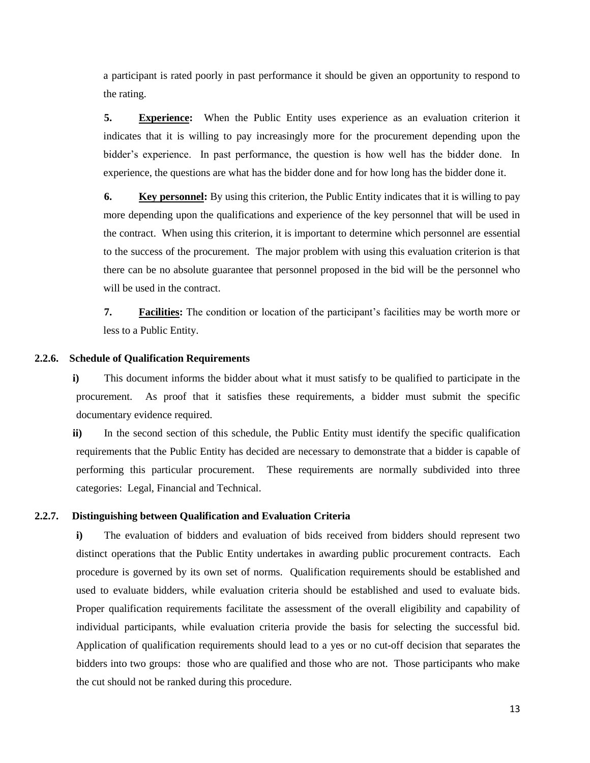a participant is rated poorly in past performance it should be given an opportunity to respond to the rating.

**5.** **Experience:** When the Public Entity uses experience as an evaluation criterion it indicates that it is willing to pay increasingly more for the procurement depending upon the bidder's experience. In past performance, the question is how well has the bidder done. In experience, the questions are what has the bidder done and for how long has the bidder done it.

**6.** **Key personnel:** By using this criterion, the Public Entity indicates that it is willing to pay more depending upon the qualifications and experience of the key personnel that will be used in the contract. When using this criterion, it is important to determine which personnel are essential to the success of the procurement. The major problem with using this evaluation criterion is that there can be no absolute guarantee that personnel proposed in the bid will be the personnel who will be used in the contract.

**7.** **Facilities:** The condition or location of the participant's facilities may be worth more or less to a Public Entity.

### 2.2.6. Schedule of Qualification Requirements

**i)** This document informs the bidder about what it must satisfy to be qualified to participate in the procurement. As proof that it satisfies these requirements, a bidder must submit the specific documentary evidence required.

**ii)** In the second section of this schedule, the Public Entity must identify the specific qualification requirements that the Public Entity has decided are necessary to demonstrate that a bidder is capable of performing this particular procurement. These requirements are normally subdivided into three categories: Legal, Financial and Technical.

### 2.2.7. Distinguishing between Qualification and Evaluation Criteria

**i)** The evaluation of bidders and evaluation of bids received from bidders should represent two distinct operations that the Public Entity undertakes in awarding public procurement contracts. Each procedure is governed by its own set of norms. Qualification requirements should be established and used to evaluate bidders, while evaluation criteria should be established and used to evaluate bids. Proper qualification requirements facilitate the assessment of the overall eligibility and capability of individual participants, while evaluation criteria provide the basis for selecting the successful bid. Application of qualification requirements should lead to a yes or no cut-off decision that separates the bidders into two groups: those who are qualified and those who are not. Those participants who make the cut should not be ranked during this procedure.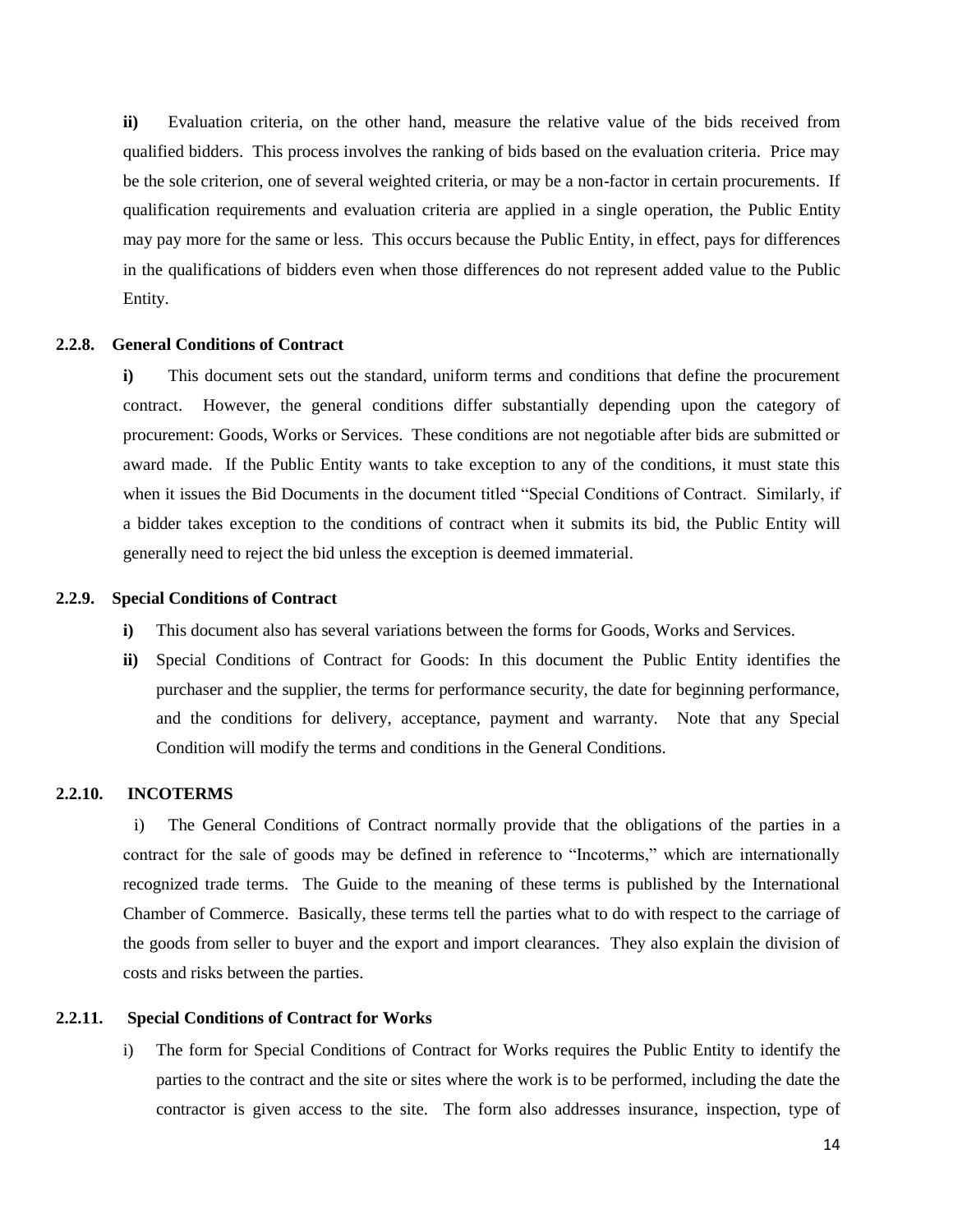**ii)** Evaluation criteria, on the other hand, measure the relative value of the bids received from qualified bidders. This process involves the ranking of bids based on the evaluation criteria. Price may be the sole criterion, one of several weighted criteria, or may be a non-factor in certain procurements. If qualification requirements and evaluation criteria are applied in a single operation, the Public Entity may pay more for the same or less. This occurs because the Public Entity, in effect, pays for differences in the qualifications of bidders even when those differences do not represent added value to the Public Entity.

### 2.2.8. General Conditions of Contract

**i)** This document sets out the standard, uniform terms and conditions that define the procurement contract. However, the general conditions differ substantially depending upon the category of procurement: Goods, Works or Services. These conditions are not negotiable after bids are submitted or award made. If the Public Entity wants to take exception to any of the conditions, it must state this when it issues the Bid Documents in the document titled "Special Conditions of Contract. Similarly, if a bidder takes exception to the conditions of contract when it submits its bid, the Public Entity will generally need to reject the bid unless the exception is deemed immaterial.

### 2.2.9. Special Conditions of Contract

**i)** This document also has several variations between the forms for Goods, Works and Services.

**ii)** Special Conditions of Contract for Goods: In this document the Public Entity identifies the purchaser and the supplier, the terms for performance security, the date for beginning performance, and the conditions for delivery, acceptance, payment and warranty. Note that any Special Condition will modify the terms and conditions in the General Conditions.

### 2.2.10. INCOTERMS

i) The General Conditions of Contract normally provide that the obligations of the parties in a contract for the sale of goods may be defined in reference to "Incoterms," which are internationally recognized trade terms. The Guide to the meaning of these terms is published by the International Chamber of Commerce. Basically, these terms tell the parties what to do with respect to the carriage of the goods from seller to buyer and the export and import clearances. They also explain the division of costs and risks between the parties.

### 2.2.11. Special Conditions of Contract for Works

i) The form for Special Conditions of Contract for Works requires the Public Entity to identify the parties to the contract and the site or sites where the work is to be performed, including the date the contractor is given access to the site. The form also addresses insurance, inspection, type of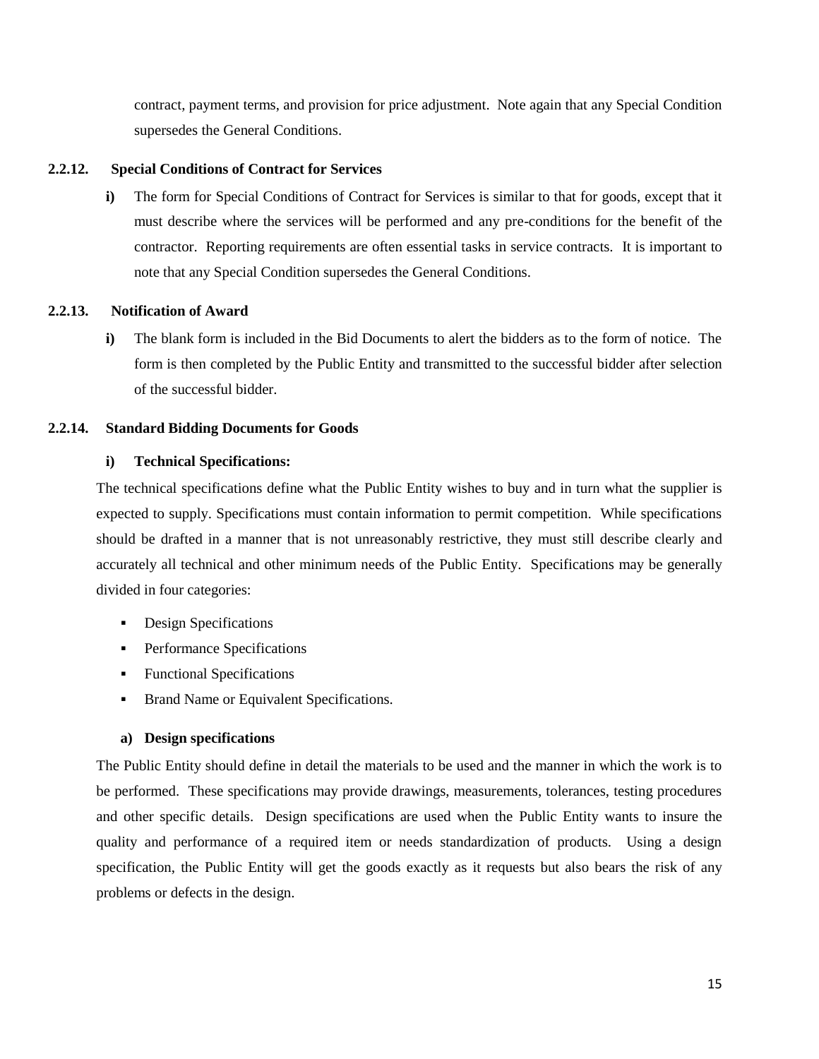contract, payment terms, and provision for price adjustment. Note again that any Special Condition supersedes the General Conditions.

### 2.2.12. Special Conditions of Contract for Services

**i)** The form for Special Conditions of Contract for Services is similar to that for goods, except that it must describe where the services will be performed and any pre-conditions for the benefit of the contractor. Reporting requirements are often essential tasks in service contracts. It is important to note that any Special Condition supersedes the General Conditions.

### 2.2.13. Notification of Award

**i)** The blank form is included in the Bid Documents to alert the bidders as to the form of notice. The form is then completed by the Public Entity and transmitted to the successful bidder after selection of the successful bidder.

### 2.2.14. Standard Bidding Documents for Goods

**i) Technical Specifications:**

The technical specifications define what the Public Entity wishes to buy and in turn what the supplier is expected to supply. Specifications must contain information to permit competition. While specifications should be drafted in a manner that is not unreasonably restrictive, they must still describe clearly and accurately all technical and other minimum needs of the Public Entity. Specifications may be generally divided in four categories:

- Design Specifications
- Performance Specifications
- Functional Specifications
- Brand Name or Equivalent Specifications.

**a) Design specifications**

The Public Entity should define in detail the materials to be used and the manner in which the work is to be performed. These specifications may provide drawings, measurements, tolerances, testing procedures and other specific details. Design specifications are used when the Public Entity wants to insure the quality and performance of a required item or needs standardization of products. Using a design specification, the Public Entity will get the goods exactly as it requests but also bears the risk of any problems or defects in the design.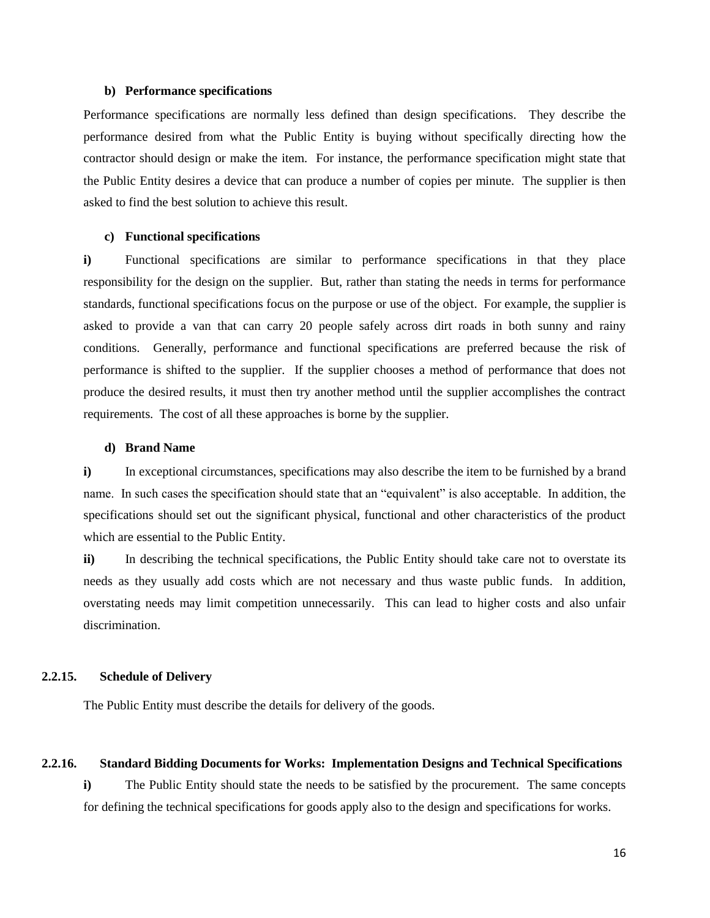#### b) Performance specifications

Performance specifications are normally less defined than design specifications. They describe the performance desired from what the Public Entity is buying without specifically directing how the contractor should design or make the item. For instance, the performance specification might state that the Public Entity desires a device that can produce a number of copies per minute. The supplier is then asked to find the best solution to achieve this result.

#### c) Functional specifications

**i)** Functional specifications are similar to performance specifications in that they place responsibility for the design on the supplier. But, rather than stating the needs in terms for performance standards, functional specifications focus on the purpose or use of the object. For example, the supplier is asked to provide a van that can carry 20 people safely across dirt roads in both sunny and rainy conditions. Generally, performance and functional specifications are preferred because the risk of performance is shifted to the supplier. If the supplier chooses a method of performance that does not produce the desired results, it must then try another method until the supplier accomplishes the contract requirements. The cost of all these approaches is borne by the supplier.

#### d) Brand Name

**i)** In exceptional circumstances, specifications may also describe the item to be furnished by a brand name. In such cases the specification should state that an "equivalent" is also acceptable. In addition, the specifications should set out the significant physical, functional and other characteristics of the product which are essential to the Public Entity.

**ii)** In describing the technical specifications, the Public Entity should take care not to overstate its needs as they usually add costs which are not necessary and thus waste public funds. In addition, overstating needs may limit competition unnecessarily. This can lead to higher costs and also unfair discrimination.

### 2.2.15. Schedule of Delivery

The Public Entity must describe the details for delivery of the goods.

### 2.2.16. Standard Bidding Documents for Works: Implementation Designs and Technical Specifications

**i)** The Public Entity should state the needs to be satisfied by the procurement. The same concepts for defining the technical specifications for goods apply also to the design and specifications for works.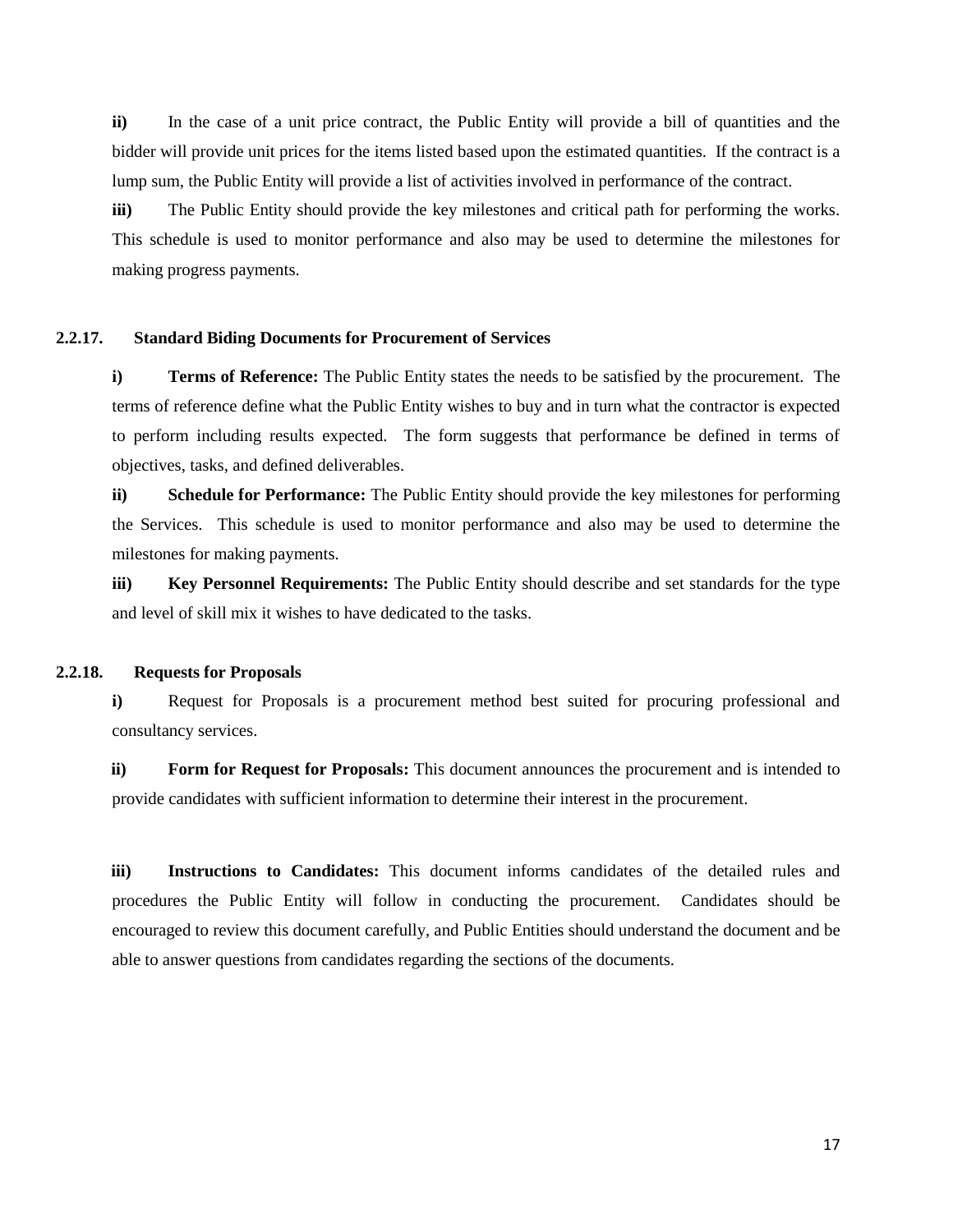**ii)** In the case of a unit price contract, the Public Entity will provide a bill of quantities and the bidder will provide unit prices for the items listed based upon the estimated quantities. If the contract is a lump sum, the Public Entity will provide a list of activities involved in performance of the contract.

**iii)** The Public Entity should provide the key milestones and critical path for performing the works. This schedule is used to monitor performance and also may be used to determine the milestones for making progress payments.

### 2.2.17. Standard Biding Documents for Procurement of Services

**i)** **Terms of Reference:** The Public Entity states the needs to be satisfied by the procurement. The terms of reference define what the Public Entity wishes to buy and in turn what the contractor is expected to perform including results expected. The form suggests that performance be defined in terms of objectives, tasks, and defined deliverables.

**ii)** **Schedule for Performance:** The Public Entity should provide the key milestones for performing the Services. This schedule is used to monitor performance and also may be used to determine the milestones for making payments.

**iii)** **Key Personnel Requirements:** The Public Entity should describe and set standards for the type and level of skill mix it wishes to have dedicated to the tasks.

### 2.2.18. Requests for Proposals

**i)** Request for Proposals is a procurement method best suited for procuring professional and consultancy services.

**ii)** **Form for Request for Proposals:** This document announces the procurement and is intended to provide candidates with sufficient information to determine their interest in the procurement.

**iii)** **Instructions to Candidates:** This document informs candidates of the detailed rules and procedures the Public Entity will follow in conducting the procurement. Candidates should be encouraged to review this document carefully, and Public Entities should understand the document and be able to answer questions from candidates regarding the sections of the documents.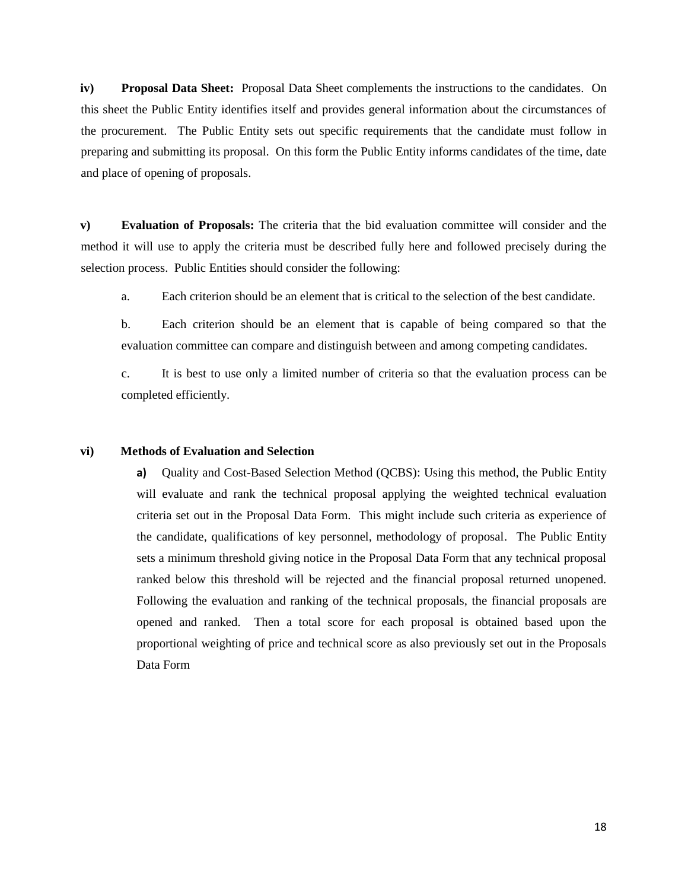**iv) Proposal Data Sheet:** Proposal Data Sheet complements the instructions to the candidates. On this sheet the Public Entity identifies itself and provides general information about the circumstances of the procurement. The Public Entity sets out specific requirements that the candidate must follow in preparing and submitting its proposal. On this form the Public Entity informs candidates of the time, date and place of opening of proposals.

**v) Evaluation of Proposals:** The criteria that the bid evaluation committee will consider and the method it will use to apply the criteria must be described fully here and followed precisely during the selection process. Public Entities should consider the following:

a. Each criterion should be an element that is critical to the selection of the best candidate.

b. Each criterion should be an element that is capable of being compared so that the evaluation committee can compare and distinguish between and among competing candidates.

c. It is best to use only a limited number of criteria so that the evaluation process can be completed efficiently.

**vi) Methods of Evaluation and Selection**

**a)** Quality and Cost-Based Selection Method (QCBS): Using this method, the Public Entity will evaluate and rank the technical proposal applying the weighted technical evaluation criteria set out in the Proposal Data Form. This might include such criteria as experience of the candidate, qualifications of key personnel, methodology of proposal. The Public Entity sets a minimum threshold giving notice in the Proposal Data Form that any technical proposal ranked below this threshold will be rejected and the financial proposal returned unopened. Following the evaluation and ranking of the technical proposals, the financial proposals are opened and ranked. Then a total score for each proposal is obtained based upon the proportional weighting of price and technical score as also previously set out in the Proposals Data Form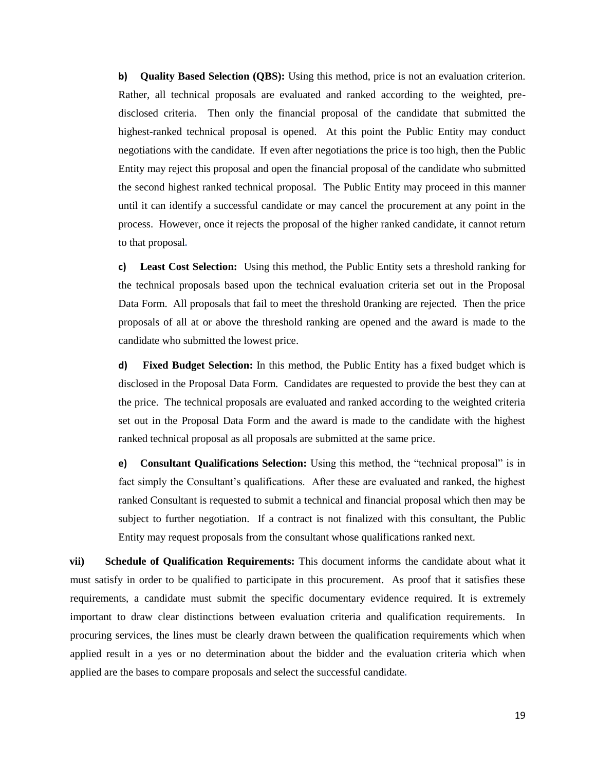**b) Quality Based Selection (QBS):** Using this method, price is not an evaluation criterion. Rather, all technical proposals are evaluated and ranked according to the weighted, pre-disclosed criteria. Then only the financial proposal of the candidate that submitted the highest-ranked technical proposal is opened. At this point the Public Entity may conduct negotiations with the candidate. If even after negotiations the price is too high, then the Public Entity may reject this proposal and open the financial proposal of the candidate who submitted the second highest ranked technical proposal. The Public Entity may proceed in this manner until it can identify a successful candidate or may cancel the procurement at any point in the process. However, once it rejects the proposal of the higher ranked candidate, it cannot return to that proposal.

**c) Least Cost Selection:** Using this method, the Public Entity sets a threshold ranking for the technical proposals based upon the technical evaluation criteria set out in the Proposal Data Form. All proposals that fail to meet the threshold 0ranking are rejected. Then the price proposals of all at or above the threshold ranking are opened and the award is made to the candidate who submitted the lowest price.

**d) Fixed Budget Selection:** In this method, the Public Entity has a fixed budget which is disclosed in the Proposal Data Form. Candidates are requested to provide the best they can at the price. The technical proposals are evaluated and ranked according to the weighted criteria set out in the Proposal Data Form and the award is made to the candidate with the highest ranked technical proposal as all proposals are submitted at the same price.

**e) Consultant Qualifications Selection:** Using this method, the "technical proposal" is in fact simply the Consultant's qualifications. After these are evaluated and ranked, the highest ranked Consultant is requested to submit a technical and financial proposal which then may be subject to further negotiation. If a contract is not finalized with this consultant, the Public Entity may request proposals from the consultant whose qualifications ranked next.

**vii) Schedule of Qualification Requirements:** This document informs the candidate about what it must satisfy in order to be qualified to participate in this procurement. As proof that it satisfies these requirements, a candidate must submit the specific documentary evidence required. It is extremely important to draw clear distinctions between evaluation criteria and qualification requirements. In procuring services, the lines must be clearly drawn between the qualification requirements which when applied result in a yes or no determination about the bidder and the evaluation criteria which when applied are the bases to compare proposals and select the successful candidate.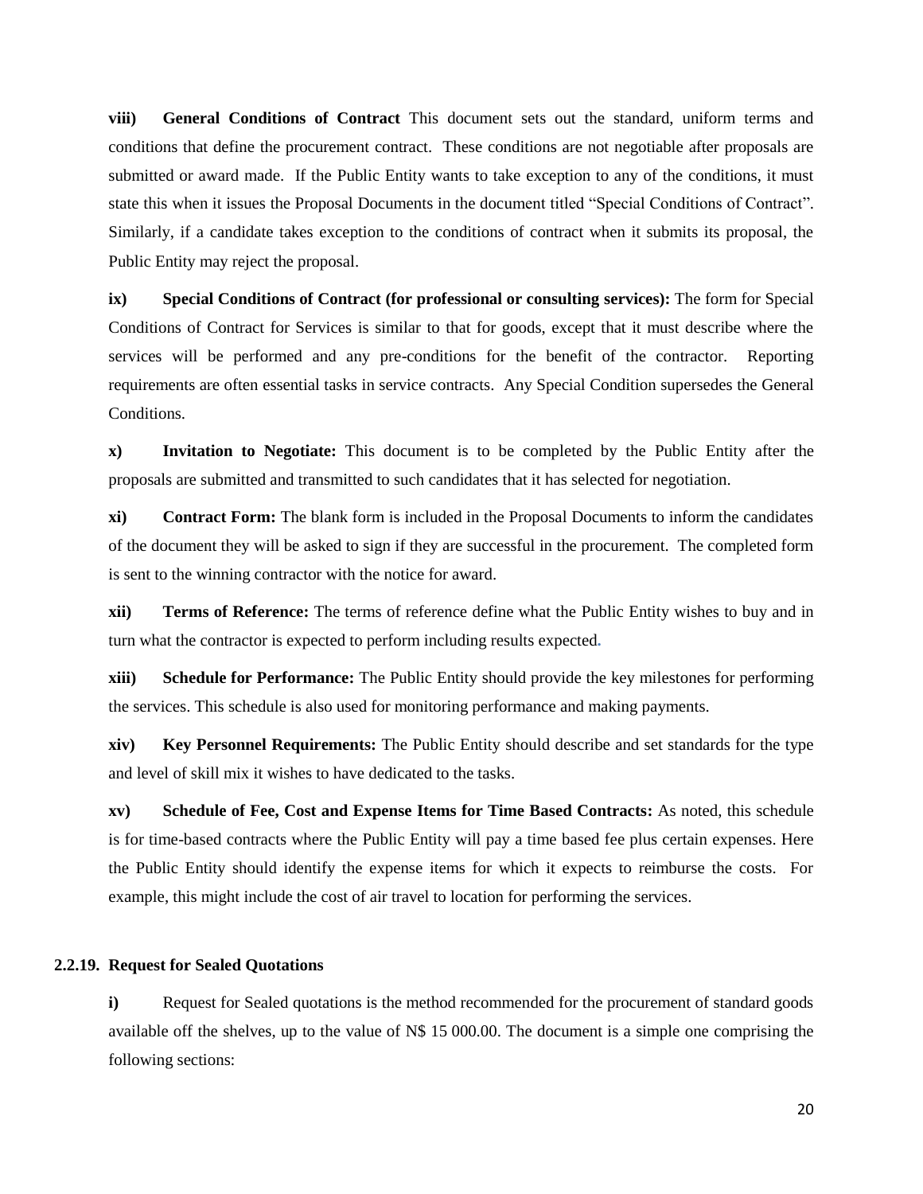**viii) General Conditions of Contract** This document sets out the standard, uniform terms and conditions that define the procurement contract. These conditions are not negotiable after proposals are submitted or award made. If the Public Entity wants to take exception to any of the conditions, it must state this when it issues the Proposal Documents in the document titled "Special Conditions of Contract". Similarly, if a candidate takes exception to the conditions of contract when it submits its proposal, the Public Entity may reject the proposal.

**ix) Special Conditions of Contract (for professional or consulting services):** The form for Special Conditions of Contract for Services is similar to that for goods, except that it must describe where the services will be performed and any pre-conditions for the benefit of the contractor. Reporting requirements are often essential tasks in service contracts. Any Special Condition supersedes the General Conditions.

**x) Invitation to Negotiate:** This document is to be completed by the Public Entity after the proposals are submitted and transmitted to such candidates that it has selected for negotiation.

**xi) Contract Form:** The blank form is included in the Proposal Documents to inform the candidates of the document they will be asked to sign if they are successful in the procurement. The completed form is sent to the winning contractor with the notice for award.

**xii) Terms of Reference:** The terms of reference define what the Public Entity wishes to buy and in turn what the contractor is expected to perform including results expected.

**xiii) Schedule for Performance:** The Public Entity should provide the key milestones for performing the services. This schedule is also used for monitoring performance and making payments.

**xiv) Key Personnel Requirements:** The Public Entity should describe and set standards for the type and level of skill mix it wishes to have dedicated to the tasks.

**xv) Schedule of Fee, Cost and Expense Items for Time Based Contracts:** As noted, this schedule is for time-based contracts where the Public Entity will pay a time based fee plus certain expenses. Here the Public Entity should identify the expense items for which it expects to reimburse the costs. For example, this might include the cost of air travel to location for performing the services.

### 2.2.19. Request for Sealed Quotations

**i)** Request for Sealed quotations is the method recommended for the procurement of standard goods available off the shelves, up to the value of N$ 15 000.00. The document is a simple one comprising the following sections: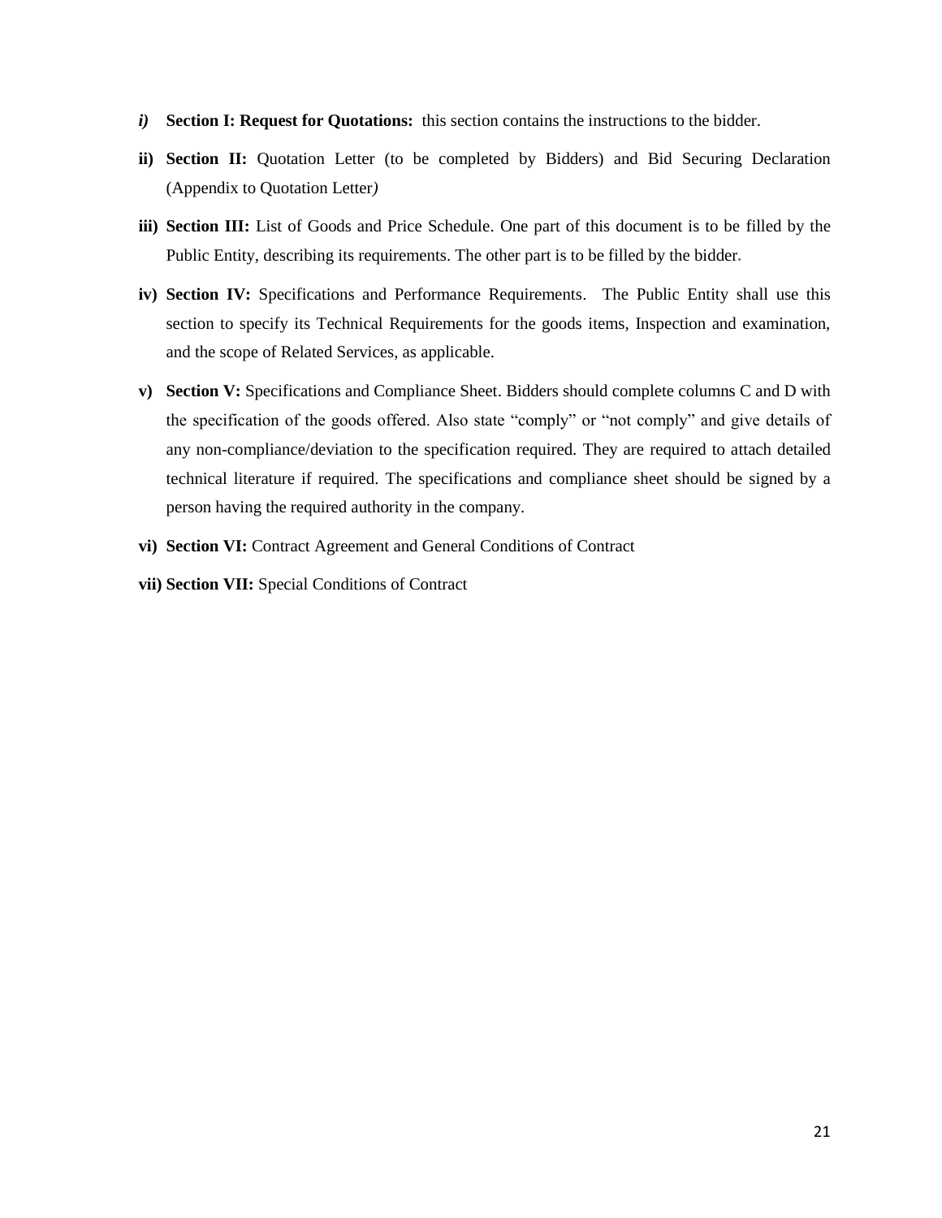*i)* **Section I: Request for Quotations:** this section contains the instructions to the bidder.

**ii) Section II:** Quotation Letter (to be completed by Bidders) and Bid Securing Declaration (Appendix to Quotation Letter*)*

**iii) Section III:** List of Goods and Price Schedule. One part of this document is to be filled by the Public Entity, describing its requirements. The other part is to be filled by the bidder.

**iv) Section IV:** Specifications and Performance Requirements. The Public Entity shall use this section to specify its Technical Requirements for the goods items, Inspection and examination, and the scope of Related Services, as applicable.

**v) Section V:** Specifications and Compliance Sheet. Bidders should complete columns C and D with the specification of the goods offered. Also state "comply" or "not comply" and give details of any non-compliance/deviation to the specification required. They are required to attach detailed technical literature if required. The specifications and compliance sheet should be signed by a person having the required authority in the company.

**vi) Section VI:** Contract Agreement and General Conditions of Contract

**vii) Section VII:** Special Conditions of Contract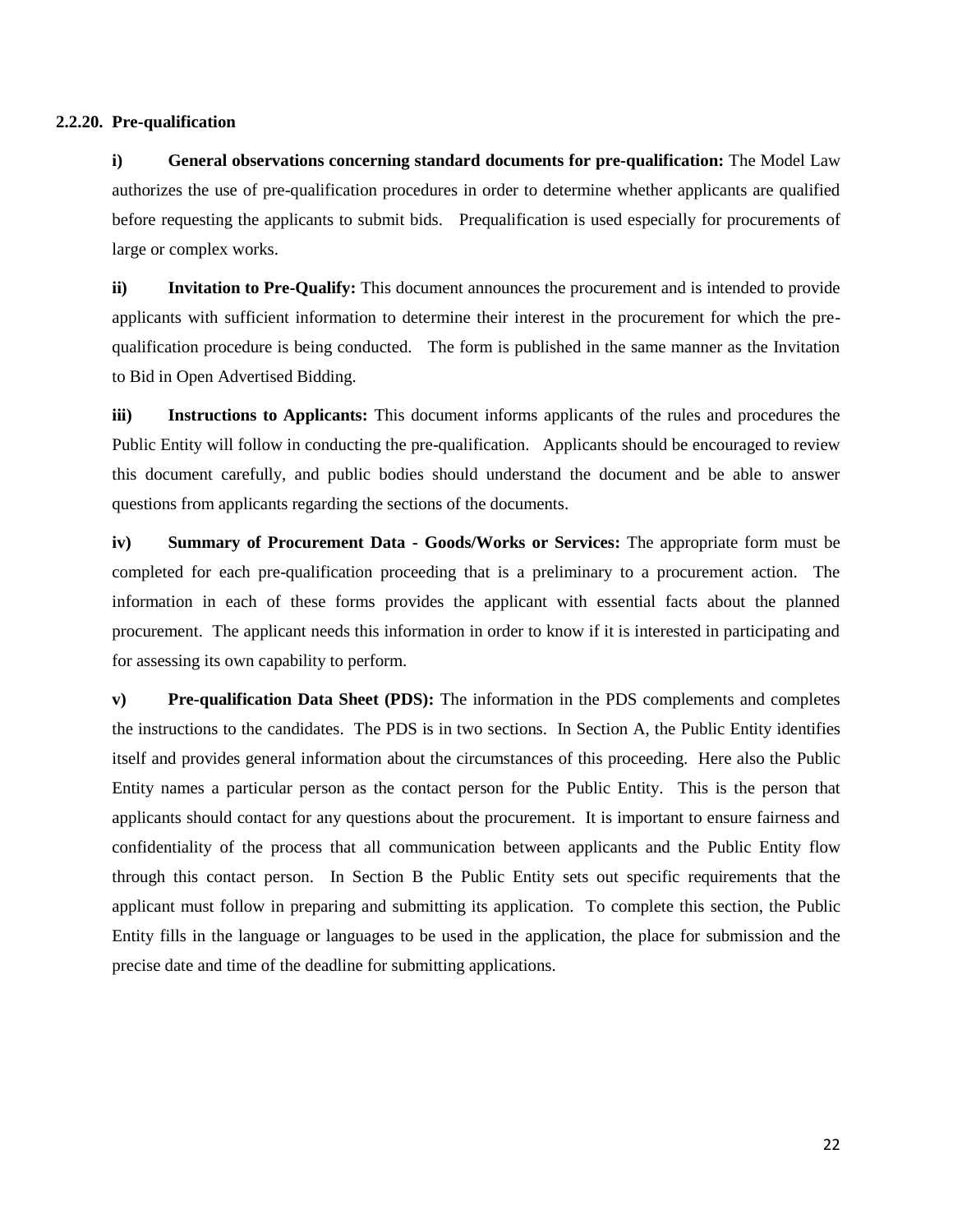### 2.2.20. Pre-qualification

**i) General observations concerning standard documents for pre-qualification:** The Model Law authorizes the use of pre-qualification procedures in order to determine whether applicants are qualified before requesting the applicants to submit bids. Prequalification is used especially for procurements of large or complex works.

**ii) Invitation to Pre-Qualify:** This document announces the procurement and is intended to provide applicants with sufficient information to determine their interest in the procurement for which the pre-qualification procedure is being conducted. The form is published in the same manner as the Invitation to Bid in Open Advertised Bidding.

**iii) Instructions to Applicants:** This document informs applicants of the rules and procedures the Public Entity will follow in conducting the pre-qualification. Applicants should be encouraged to review this document carefully, and public bodies should understand the document and be able to answer questions from applicants regarding the sections of the documents.

**iv) Summary of Procurement Data - Goods/Works or Services:** The appropriate form must be completed for each pre-qualification proceeding that is a preliminary to a procurement action. The information in each of these forms provides the applicant with essential facts about the planned procurement. The applicant needs this information in order to know if it is interested in participating and for assessing its own capability to perform.

**v) Pre-qualification Data Sheet (PDS):** The information in the PDS complements and completes the instructions to the candidates. The PDS is in two sections. In Section A, the Public Entity identifies itself and provides general information about the circumstances of this proceeding. Here also the Public Entity names a particular person as the contact person for the Public Entity. This is the person that applicants should contact for any questions about the procurement. It is important to ensure fairness and confidentiality of the process that all communication between applicants and the Public Entity flow through this contact person. In Section B the Public Entity sets out specific requirements that the applicant must follow in preparing and submitting its application. To complete this section, the Public Entity fills in the language or languages to be used in the application, the place for submission and the precise date and time of the deadline for submitting applications.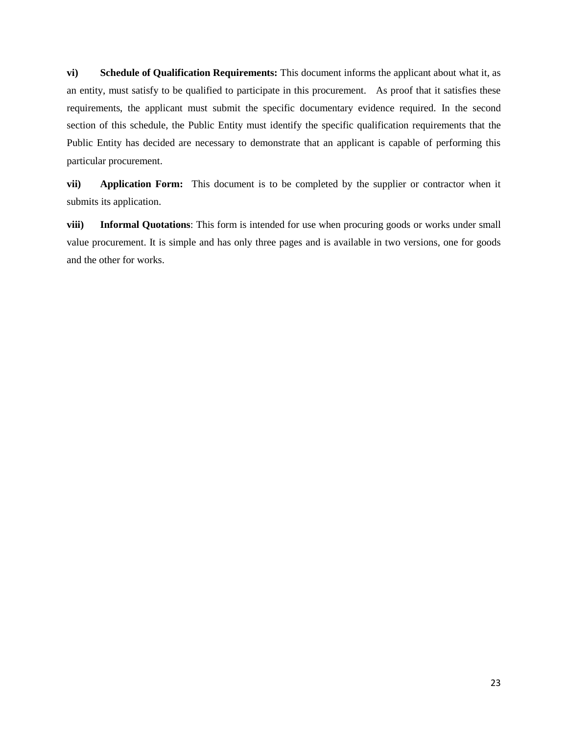**vi) Schedule of Qualification Requirements:** This document informs the applicant about what it, as an entity, must satisfy to be qualified to participate in this procurement. As proof that it satisfies these requirements, the applicant must submit the specific documentary evidence required. In the second section of this schedule, the Public Entity must identify the specific qualification requirements that the Public Entity has decided are necessary to demonstrate that an applicant is capable of performing this particular procurement.

**vii) Application Form:** This document is to be completed by the supplier or contractor when it submits its application.

**viii) Informal Quotations**: This form is intended for use when procuring goods or works under small value procurement. It is simple and has only three pages and is available in two versions, one for goods and the other for works.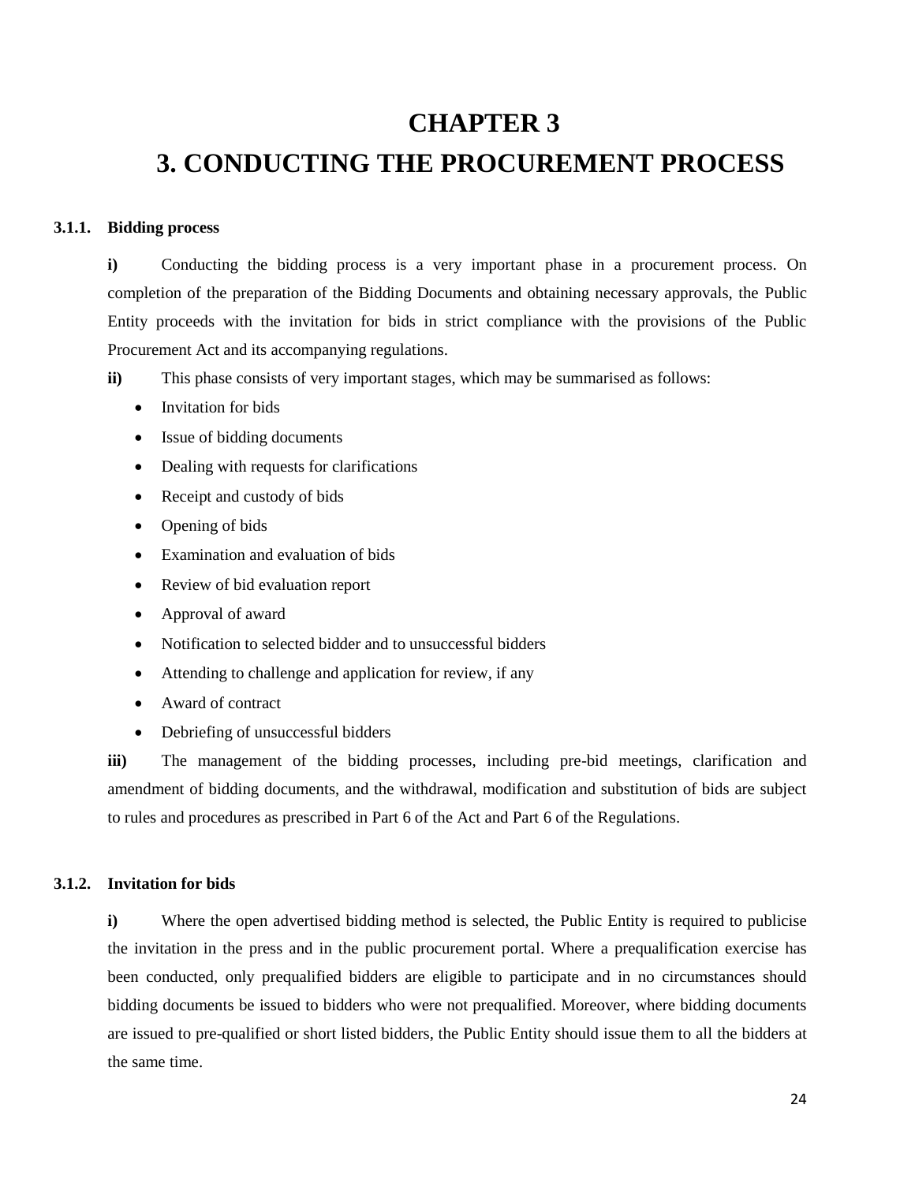# CHAPTER 3

# 3. CONDUCTING THE PROCUREMENT PROCESS

### 3.1.1. Bidding process

**i)** Conducting the bidding process is a very important phase in a procurement process. On completion of the preparation of the Bidding Documents and obtaining necessary approvals, the Public Entity proceeds with the invitation for bids in strict compliance with the provisions of the Public Procurement Act and its accompanying regulations.

**ii)** This phase consists of very important stages, which may be summarised as follows:

- Invitation for bids
- Issue of bidding documents
- Dealing with requests for clarifications
- Receipt and custody of bids
- Opening of bids
- Examination and evaluation of bids
- Review of bid evaluation report
- Approval of award
- Notification to selected bidder and to unsuccessful bidders
- Attending to challenge and application for review, if any
- Award of contract
- Debriefing of unsuccessful bidders

**iii)** The management of the bidding processes, including pre-bid meetings, clarification and amendment of bidding documents, and the withdrawal, modification and substitution of bids are subject to rules and procedures as prescribed in Part 6 of the Act and Part 6 of the Regulations.

### 3.1.2. Invitation for bids

**i)** Where the open advertised bidding method is selected, the Public Entity is required to publicise the invitation in the press and in the public procurement portal. Where a prequalification exercise has been conducted, only prequalified bidders are eligible to participate and in no circumstances should bidding documents be issued to bidders who were not prequalified. Moreover, where bidding documents are issued to pre-qualified or short listed bidders, the Public Entity should issue them to all the bidders at the same time.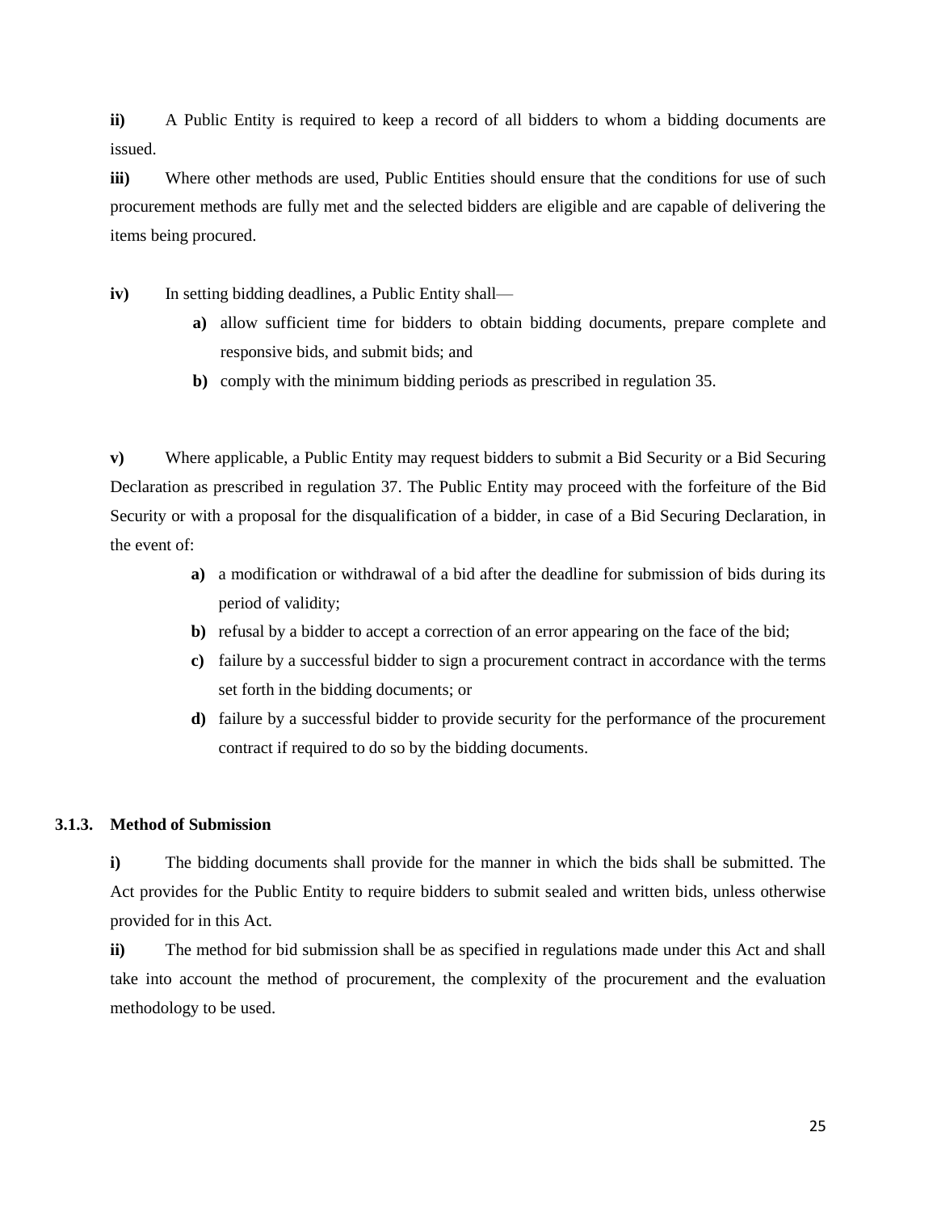**ii)** A Public Entity is required to keep a record of all bidders to whom a bidding documents are issued.

**iii)** Where other methods are used, Public Entities should ensure that the conditions for use of such procurement methods are fully met and the selected bidders are eligible and are capable of delivering the items being procured.

**iv)** In setting bidding deadlines, a Public Entity shall—

- **a)** allow sufficient time for bidders to obtain bidding documents, prepare complete and responsive bids, and submit bids; and
- **b)** comply with the minimum bidding periods as prescribed in regulation 35.

**v)** Where applicable, a Public Entity may request bidders to submit a Bid Security or a Bid Securing Declaration as prescribed in regulation 37. The Public Entity may proceed with the forfeiture of the Bid Security or with a proposal for the disqualification of a bidder, in case of a Bid Securing Declaration, in the event of:

- **a)** a modification or withdrawal of a bid after the deadline for submission of bids during its period of validity;
- **b)** refusal by a bidder to accept a correction of an error appearing on the face of the bid;
- **c)** failure by a successful bidder to sign a procurement contract in accordance with the terms set forth in the bidding documents; or
- **d)** failure by a successful bidder to provide security for the performance of the procurement contract if required to do so by the bidding documents.

### 3.1.3. Method of Submission

**i)** The bidding documents shall provide for the manner in which the bids shall be submitted. The Act provides for the Public Entity to require bidders to submit sealed and written bids, unless otherwise provided for in this Act.

**ii)** The method for bid submission shall be as specified in regulations made under this Act and shall take into account the method of procurement, the complexity of the procurement and the evaluation methodology to be used.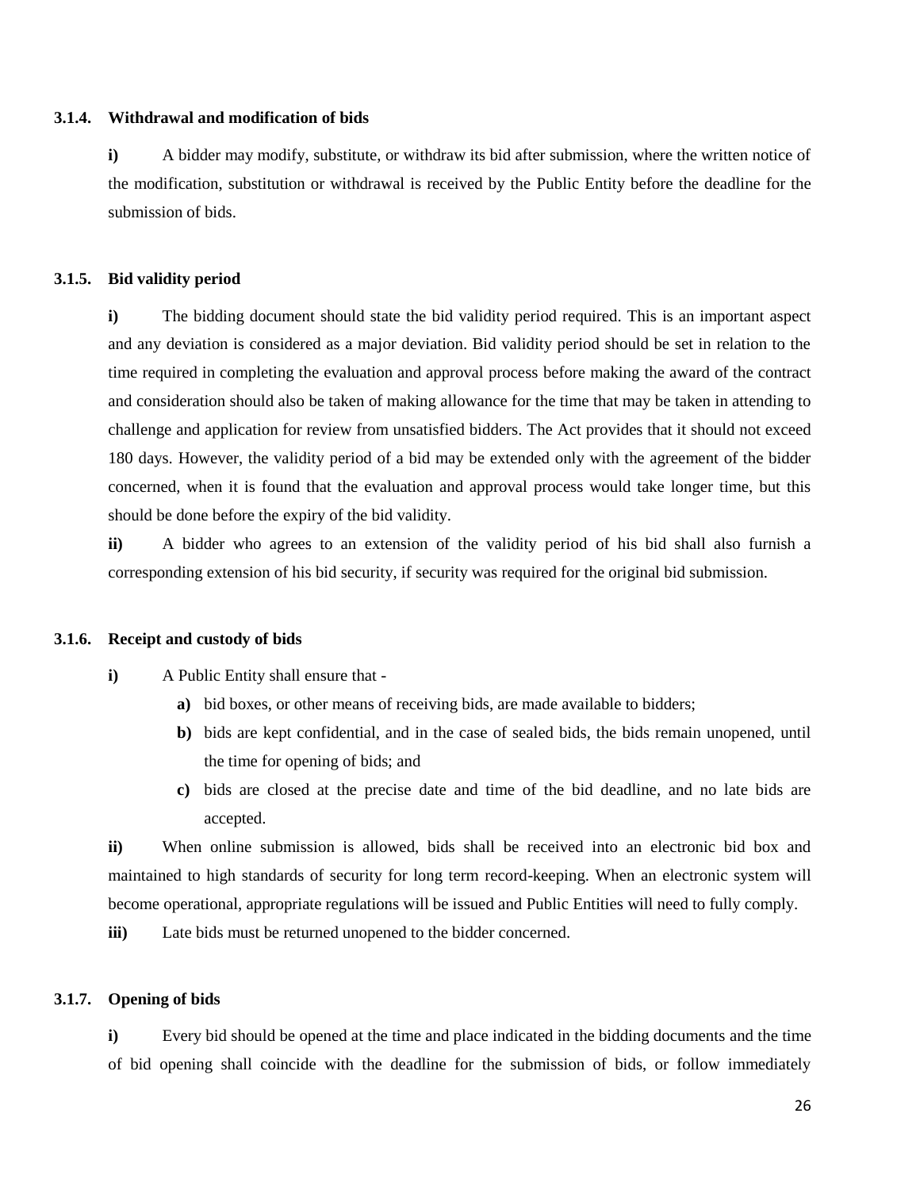### 3.1.4. Withdrawal and modification of bids

**i)** A bidder may modify, substitute, or withdraw its bid after submission, where the written notice of the modification, substitution or withdrawal is received by the Public Entity before the deadline for the submission of bids.

### 3.1.5. Bid validity period

**i)** The bidding document should state the bid validity period required. This is an important aspect and any deviation is considered as a major deviation. Bid validity period should be set in relation to the time required in completing the evaluation and approval process before making the award of the contract and consideration should also be taken of making allowance for the time that may be taken in attending to challenge and application for review from unsatisfied bidders. The Act provides that it should not exceed 180 days. However, the validity period of a bid may be extended only with the agreement of the bidder concerned, when it is found that the evaluation and approval process would take longer time, but this should be done before the expiry of the bid validity.

**ii)** A bidder who agrees to an extension of the validity period of his bid shall also furnish a corresponding extension of his bid security, if security was required for the original bid submission.

### 3.1.6. Receipt and custody of bids

**i)** A Public Entity shall ensure that -

- **a)** bid boxes, or other means of receiving bids, are made available to bidders;
- **b)** bids are kept confidential, and in the case of sealed bids, the bids remain unopened, until the time for opening of bids; and
- **c)** bids are closed at the precise date and time of the bid deadline, and no late bids are accepted.

**ii)** When online submission is allowed, bids shall be received into an electronic bid box and maintained to high standards of security for long term record-keeping. When an electronic system will become operational, appropriate regulations will be issued and Public Entities will need to fully comply.

**iii)** Late bids must be returned unopened to the bidder concerned.

### 3.1.7. Opening of bids

**i)** Every bid should be opened at the time and place indicated in the bidding documents and the time of bid opening shall coincide with the deadline for the submission of bids, or follow immediately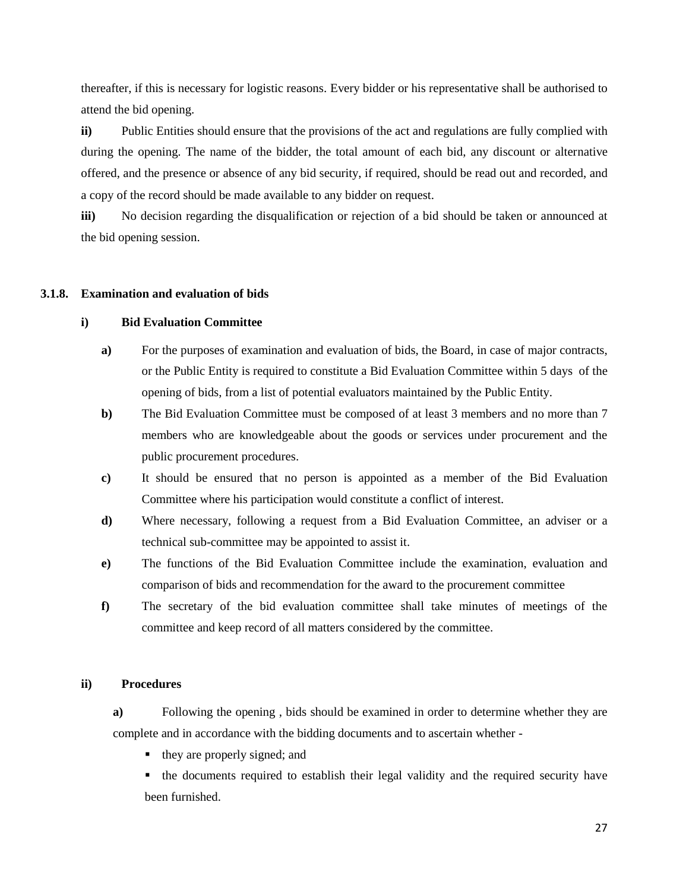thereafter, if this is necessary for logistic reasons. Every bidder or his representative shall be authorised to attend the bid opening.

**ii)** Public Entities should ensure that the provisions of the act and regulations are fully complied with during the opening. The name of the bidder, the total amount of each bid, any discount or alternative offered, and the presence or absence of any bid security, if required, should be read out and recorded, and a copy of the record should be made available to any bidder on request.

**iii)** No decision regarding the disqualification or rejection of a bid should be taken or announced at the bid opening session.

### 3.1.8. Examination and evaluation of bids

#### i) Bid Evaluation Committee

**a)** For the purposes of examination and evaluation of bids, the Board, in case of major contracts, or the Public Entity is required to constitute a Bid Evaluation Committee within 5 days of the opening of bids, from a list of potential evaluators maintained by the Public Entity.

**b)** The Bid Evaluation Committee must be composed of at least 3 members and no more than 7 members who are knowledgeable about the goods or services under procurement and the public procurement procedures.

**c)** It should be ensured that no person is appointed as a member of the Bid Evaluation Committee where his participation would constitute a conflict of interest.

**d)** Where necessary, following a request from a Bid Evaluation Committee, an adviser or a technical sub-committee may be appointed to assist it.

**e)** The functions of the Bid Evaluation Committee include the examination, evaluation and comparison of bids and recommendation for the award to the procurement committee

**f)** The secretary of the bid evaluation committee shall take minutes of meetings of the committee and keep record of all matters considered by the committee.

#### ii) Procedures

**a)** Following the opening , bids should be examined in order to determine whether they are complete and in accordance with the bidding documents and to ascertain whether -

- they are properly signed; and
- the documents required to establish their legal validity and the required security have been furnished.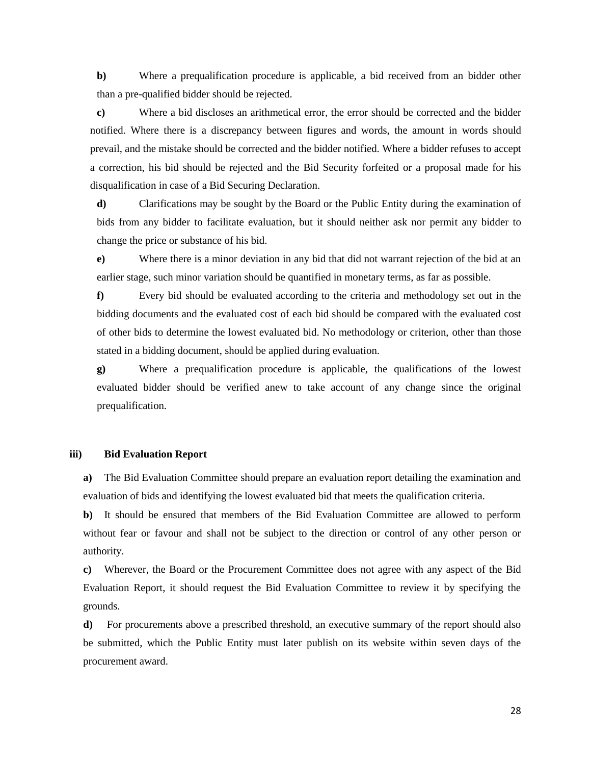**b)** Where a prequalification procedure is applicable, a bid received from an bidder other than a pre-qualified bidder should be rejected.

**c)** Where a bid discloses an arithmetical error, the error should be corrected and the bidder notified. Where there is a discrepancy between figures and words, the amount in words should prevail, and the mistake should be corrected and the bidder notified. Where a bidder refuses to accept a correction, his bid should be rejected and the Bid Security forfeited or a proposal made for his disqualification in case of a Bid Securing Declaration.

**d)** Clarifications may be sought by the Board or the Public Entity during the examination of bids from any bidder to facilitate evaluation, but it should neither ask nor permit any bidder to change the price or substance of his bid.

**e)** Where there is a minor deviation in any bid that did not warrant rejection of the bid at an earlier stage, such minor variation should be quantified in monetary terms, as far as possible.

**f)** Every bid should be evaluated according to the criteria and methodology set out in the bidding documents and the evaluated cost of each bid should be compared with the evaluated cost of other bids to determine the lowest evaluated bid. No methodology or criterion, other than those stated in a bidding document, should be applied during evaluation.

**g)** Where a prequalification procedure is applicable, the qualifications of the lowest evaluated bidder should be verified anew to take account of any change since the original prequalification.

**iii) Bid Evaluation Report**

**a)** The Bid Evaluation Committee should prepare an evaluation report detailing the examination and evaluation of bids and identifying the lowest evaluated bid that meets the qualification criteria.

**b)** It should be ensured that members of the Bid Evaluation Committee are allowed to perform without fear or favour and shall not be subject to the direction or control of any other person or authority.

**c)** Wherever, the Board or the Procurement Committee does not agree with any aspect of the Bid Evaluation Report, it should request the Bid Evaluation Committee to review it by specifying the grounds.

**d)** For procurements above a prescribed threshold, an executive summary of the report should also be submitted, which the Public Entity must later publish on its website within seven days of the procurement award.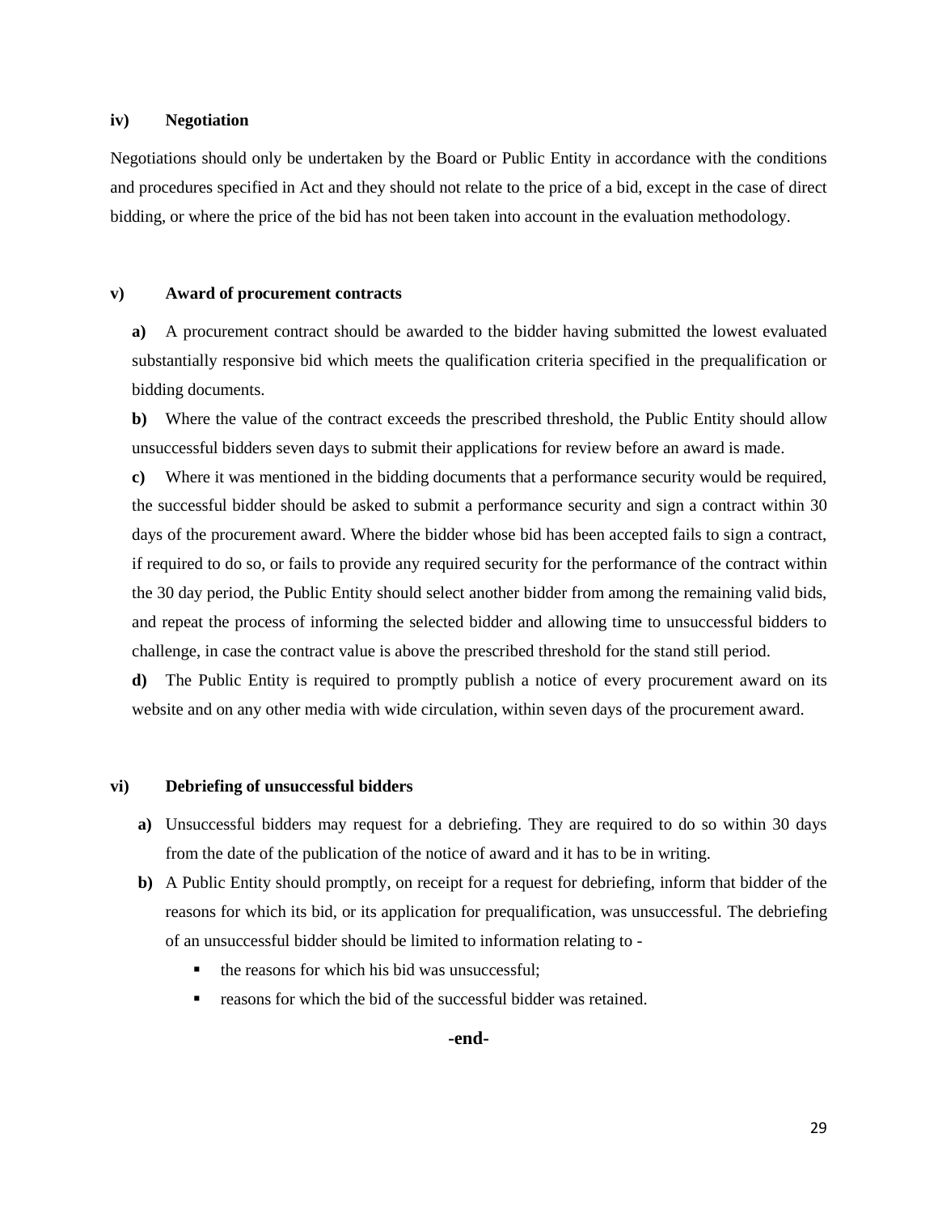**iv) Negotiation**

Negotiations should only be undertaken by the Board or Public Entity in accordance with the conditions and procedures specified in Act and they should not relate to the price of a bid, except in the case of direct bidding, or where the price of the bid has not been taken into account in the evaluation methodology.

**v) Award of procurement contracts**

**a)** A procurement contract should be awarded to the bidder having submitted the lowest evaluated substantially responsive bid which meets the qualification criteria specified in the prequalification or bidding documents.

**b)** Where the value of the contract exceeds the prescribed threshold, the Public Entity should allow unsuccessful bidders seven days to submit their applications for review before an award is made.

**c)** Where it was mentioned in the bidding documents that a performance security would be required, the successful bidder should be asked to submit a performance security and sign a contract within 30 days of the procurement award. Where the bidder whose bid has been accepted fails to sign a contract, if required to do so, or fails to provide any required security for the performance of the contract within the 30 day period, the Public Entity should select another bidder from among the remaining valid bids, and repeat the process of informing the selected bidder and allowing time to unsuccessful bidders to challenge, in case the contract value is above the prescribed threshold for the stand still period.

**d)** The Public Entity is required to promptly publish a notice of every procurement award on its website and on any other media with wide circulation, within seven days of the procurement award.

**vi) Debriefing of unsuccessful bidders**

**a)** Unsuccessful bidders may request for a debriefing. They are required to do so within 30 days from the date of the publication of the notice of award and it has to be in writing.

**b)** A Public Entity should promptly, on receipt for a request for debriefing, inform that bidder of the reasons for which its bid, or its application for prequalification, was unsuccessful. The debriefing of an unsuccessful bidder should be limited to information relating to -

- the reasons for which his bid was unsuccessful;
- reasons for which the bid of the successful bidder was retained.

**-end-**